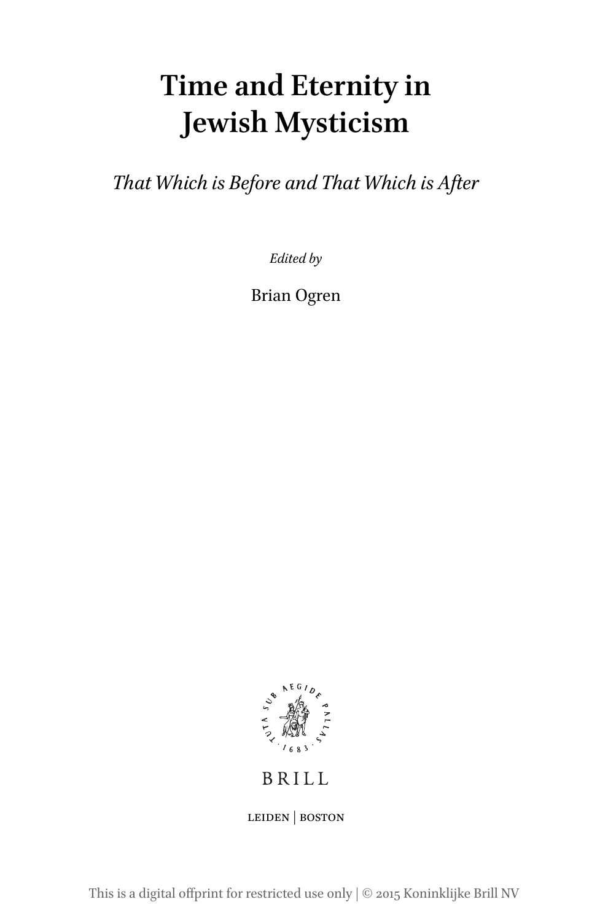# Time and Eternity in Jewish Mysticism

*That Which is Before and That Which is After*

*Edited by*

Brian Ogren

BRILL

LEIDEN | BOSTON

This is a digital offprint for restricted use only | © 2015 Koninklijke Brill NV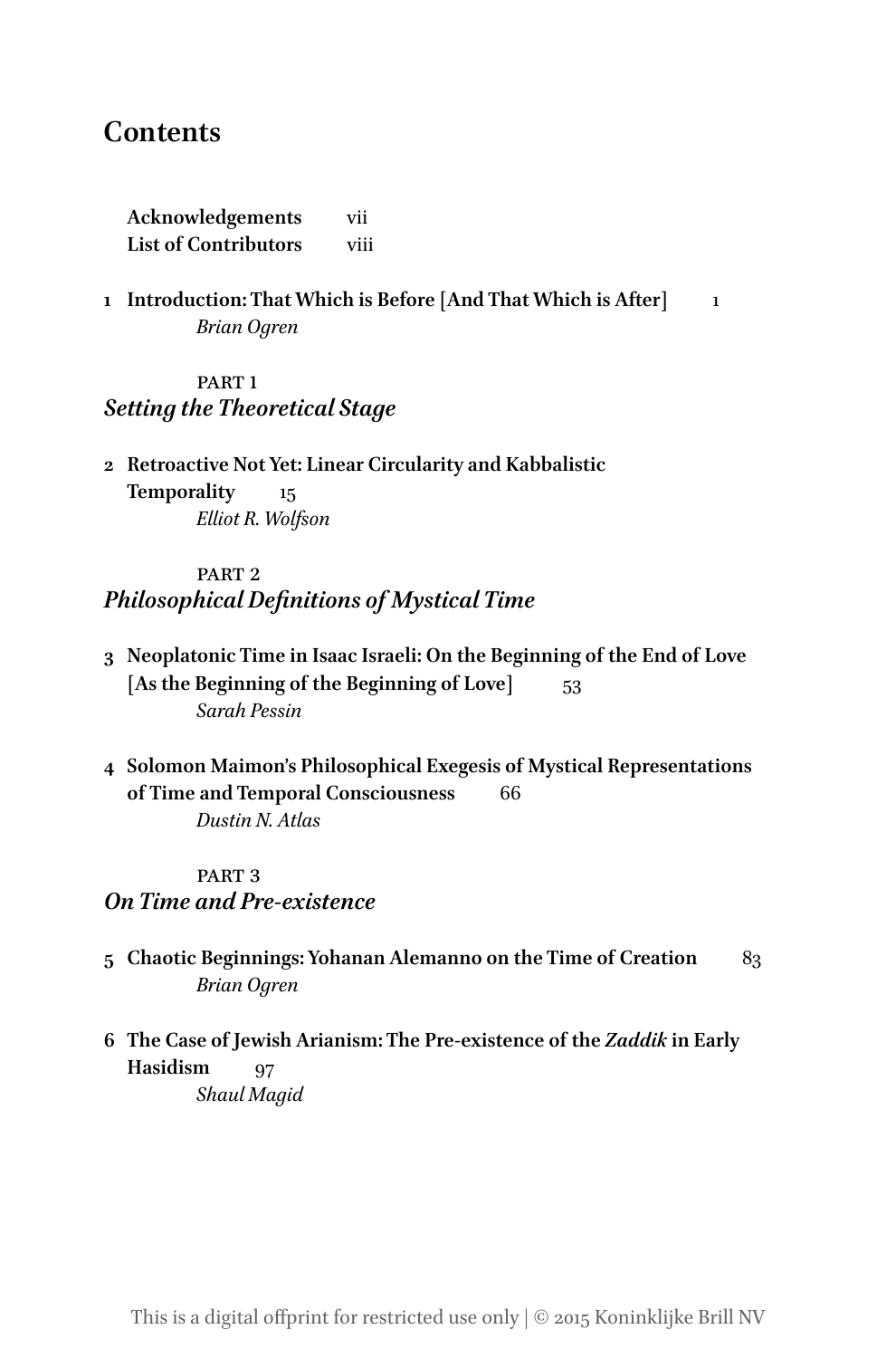# Contents

**Acknowledgements** vii
**List of Contributors** viii

**1 Introduction: That Which is Before [And That Which is After]** 1
*Brian Ogren*

## PART 1
## *Setting the Theoretical Stage*

**2 Retroactive Not Yet: Linear Circularity and Kabbalistic Temporality** 15
*Elliot R. Wolfson*

## PART 2
## *Philosophical Definitions of Mystical Time*

**3 Neoplatonic Time in Isaac Israeli: On the Beginning of the End of Love [As the Beginning of the Beginning of Love]** 53
*Sarah Pessin*

**4 Solomon Maimon's Philosophical Exegesis of Mystical Representations of Time and Temporal Consciousness** 66
*Dustin N. Atlas*

## PART 3
## *On Time and Pre-existence*

**5 Chaotic Beginnings: Yohanan Alemanno on the Time of Creation** 83
*Brian Ogren*

**6 The Case of Jewish Arianism: The Pre-existence of the *Zaddik* in Early Hasidism** 97
*Shaul Magid*

This is a digital offprint for restricted use only | © 2015 Koninklijke Brill NV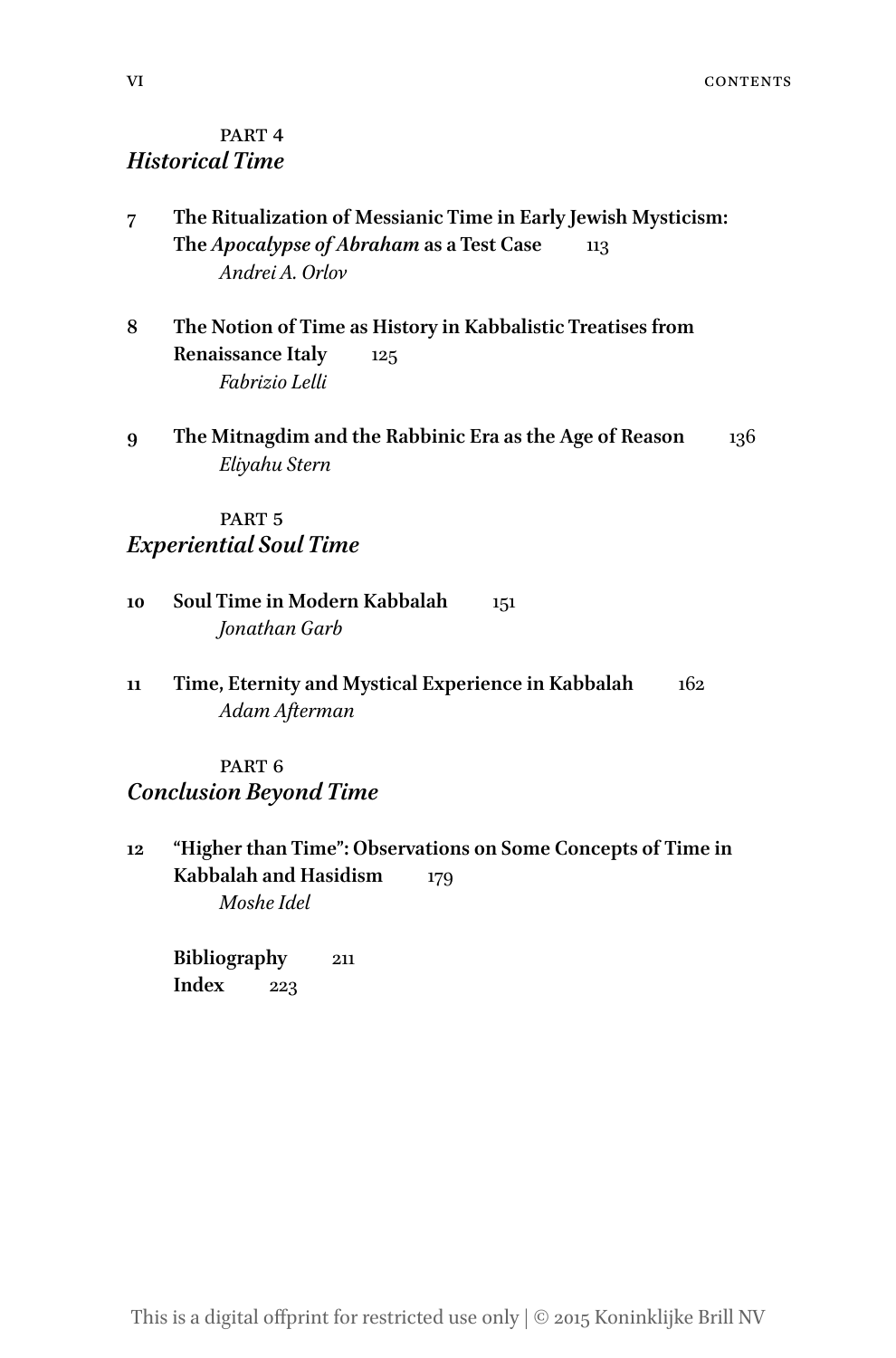PART 4
## *Historical Time*

**7 The Ritualization of Messianic Time in Early Jewish Mysticism: The *Apocalypse of Abraham* as a Test Case** 113
*Andrei A. Orlov*

**8 The Notion of Time as History in Kabbalistic Treatises from Renaissance Italy** 125
*Fabrizio Lelli*

**9 The Mitnagdim and the Rabbinic Era as the Age of Reason** 136
*Eliyahu Stern*

PART 5
## *Experiential Soul Time*

**10 Soul Time in Modern Kabbalah** 151
*Jonathan Garb*

**11 Time, Eternity and Mystical Experience in Kabbalah** 162
*Adam Afterman*

PART 6
## *Conclusion Beyond Time*

**12 "Higher than Time": Observations on Some Concepts of Time in Kabbalah and Hasidism** 179
*Moshe Idel*

**Bibliography** 211
**Index** 223

This is a digital offprint for restricted use only | © 2015 Koninklijke Brill NV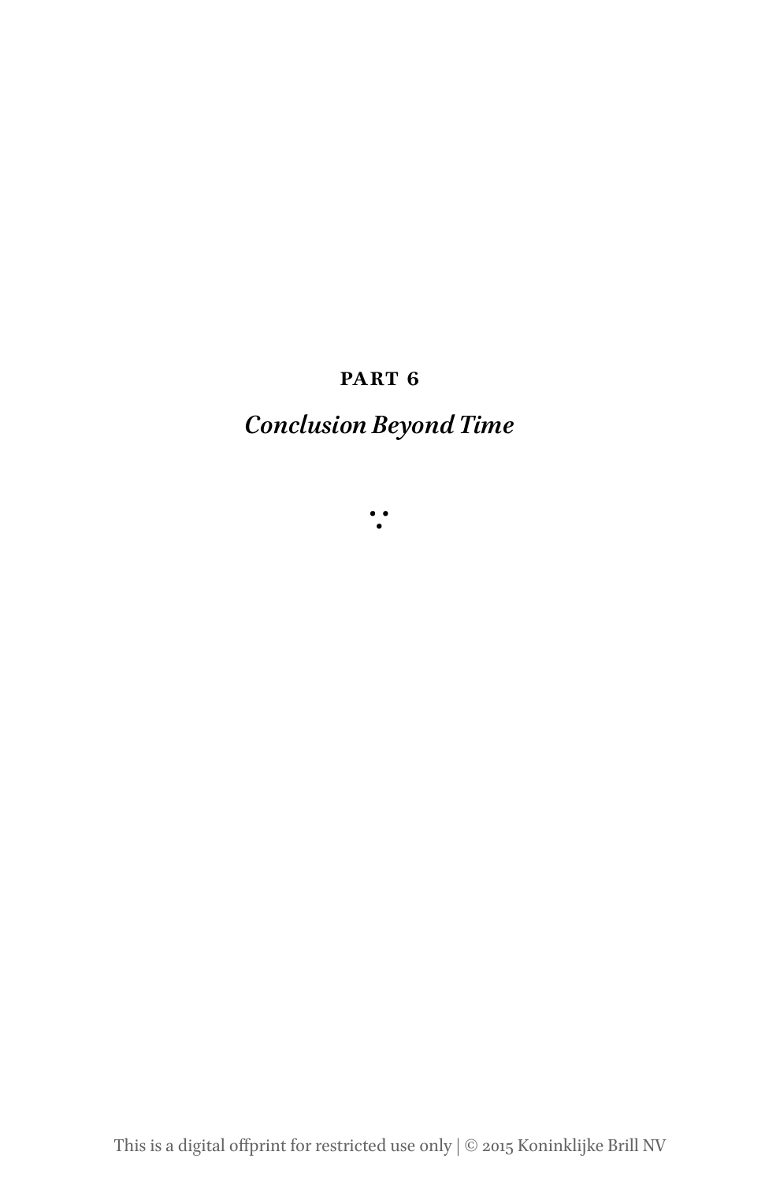# PART 6

## *Conclusion Beyond Time*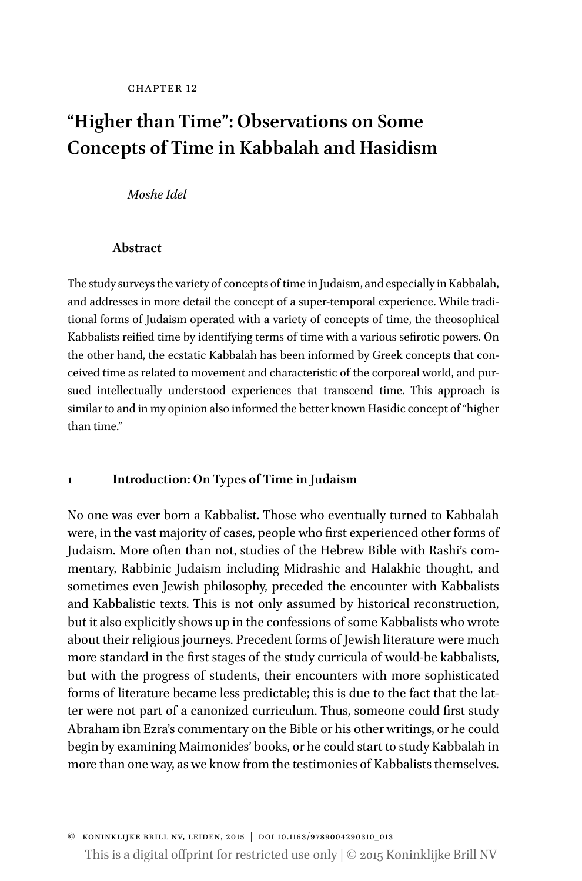CHAPTER 12

# "Higher than Time": Observations on Some Concepts of Time in Kabbalah and Hasidism

*Moshe Idel*

### Abstract

The study surveys the variety of concepts of time in Judaism, and especially in Kabbalah, and addresses in more detail the concept of a super-temporal experience. While traditional forms of Judaism operated with a variety of concepts of time, the theosophical Kabbalists reified time by identifying terms of time with a various sefirotic powers. On the other hand, the ecstatic Kabbalah has been informed by Greek concepts that conceived time as related to movement and characteristic of the corporeal world, and pursued intellectually understood experiences that transcend time. This approach is similar to and in my opinion also informed the better known Hasidic concept of "higher than time."

## 1 Introduction: On Types of Time in Judaism

No one was ever born a Kabbalist. Those who eventually turned to Kabbalah were, in the vast majority of cases, people who first experienced other forms of Judaism. More often than not, studies of the Hebrew Bible with Rashi's commentary, Rabbinic Judaism including Midrashic and Halakhic thought, and sometimes even Jewish philosophy, preceded the encounter with Kabbalists and Kabbalistic texts. This is not only assumed by historical reconstruction, but it also explicitly shows up in the confessions of some Kabbalists who wrote about their religious journeys. Precedent forms of Jewish literature were much more standard in the first stages of the study curricula of would-be kabbalists, but with the progress of students, their encounters with more sophisticated forms of literature became less predictable; this is due to the fact that the latter were not part of a canonized curriculum. Thus, someone could first study Abraham ibn Ezra's commentary on the Bible or his other writings, or he could begin by examining Maimonides' books, or he could start to study Kabbalah in more than one way, as we know from the testimonies of Kabbalists themselves.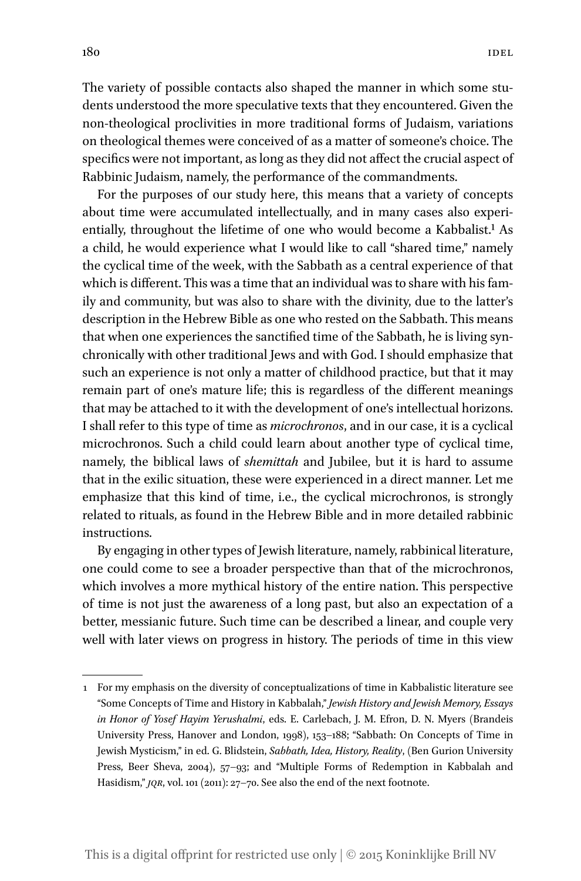The variety of possible contacts also shaped the manner in which some students understood the more speculative texts that they encountered. Given the non-theological proclivities in more traditional forms of Judaism, variations on theological themes were conceived of as a matter of someone's choice. The specifics were not important, as long as they did not affect the crucial aspect of Rabbinic Judaism, namely, the performance of the commandments.

For the purposes of our study here, this means that a variety of concepts about time were accumulated intellectually, and in many cases also experientially, throughout the lifetime of one who would become a Kabbalist.[1] As a child, he would experience what I would like to call "shared time," namely the cyclical time of the week, with the Sabbath as a central experience of that which is different. This was a time that an individual was to share with his family and community, but was also to share with the divinity, due to the latter's description in the Hebrew Bible as one who rested on the Sabbath. This means that when one experiences the sanctified time of the Sabbath, he is living synchronically with other traditional Jews and with God. I should emphasize that such an experience is not only a matter of childhood practice, but that it may remain part of one's mature life; this is regardless of the different meanings that may be attached to it with the development of one's intellectual horizons. I shall refer to this type of time as *microchronos*, and in our case, it is a cyclical microchronos. Such a child could learn about another type of cyclical time, namely, the biblical laws of *shemittah* and Jubilee, but it is hard to assume that in the exilic situation, these were experienced in a direct manner. Let me emphasize that this kind of time, i.e., the cyclical microchronos, is strongly related to rituals, as found in the Hebrew Bible and in more detailed rabbinic instructions.

By engaging in other types of Jewish literature, namely, rabbinical literature, one could come to see a broader perspective than that of the microchronos, which involves a more mythical history of the entire nation. This perspective of time is not just the awareness of a long past, but also an expectation of a better, messianic future. Such time can be described a linear, and couple very well with later views on progress in history. The periods of time in this view

---

1 For my emphasis on the diversity of conceptualizations of time in Kabbalistic literature see "Some Concepts of Time and History in Kabbalah," *Jewish History and Jewish Memory, Essays in Honor of Yosef Hayim Yerushalmi*, eds. E. Carlebach, J. M. Efron, D. N. Myers (Brandeis University Press, Hanover and London, 1998), 153–188; "Sabbath: On Concepts of Time in Jewish Mysticism," in ed. G. Blidstein, *Sabbath, Idea, History, Reality*, (Ben Gurion University Press, Beer Sheva, 2004), 57–93; and "Multiple Forms of Redemption in Kabbalah and Hasidism," *JQR*, vol. 101 (2011): 27–70. See also the end of the next footnote.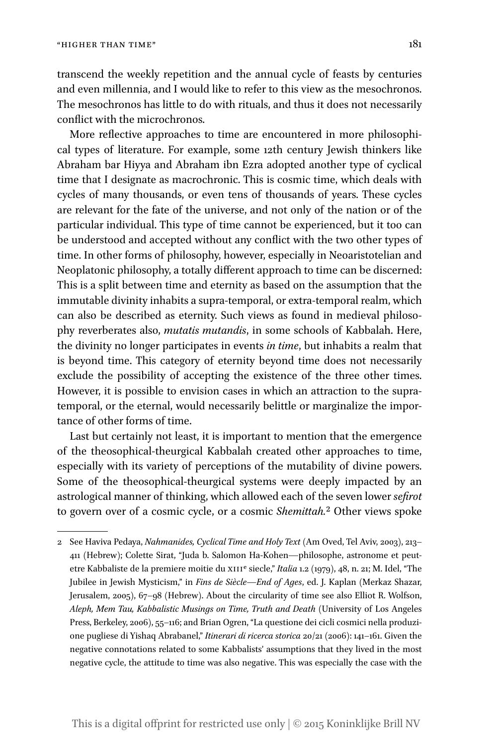transcend the weekly repetition and the annual cycle of feasts by centuries and even millennia, and I would like to refer to this view as the mesochronos. The mesochronos has little to do with rituals, and thus it does not necessarily conflict with the microchronos.

More reflective approaches to time are encountered in more philosophical types of literature. For example, some 12th century Jewish thinkers like Abraham bar Hiyya and Abraham ibn Ezra adopted another type of cyclical time that I designate as macrochronic. This is cosmic time, which deals with cycles of many thousands, or even tens of thousands of years. These cycles are relevant for the fate of the universe, and not only of the nation or of the particular individual. This type of time cannot be experienced, but it too can be understood and accepted without any conflict with the two other types of time. In other forms of philosophy, however, especially in Neoaristotelian and Neoplatonic philosophy, a totally different approach to time can be discerned: This is a split between time and eternity as based on the assumption that the immutable divinity inhabits a supra-temporal, or extra-temporal realm, which can also be described as eternity. Such views as found in medieval philosophy reverberates also, *mutatis mutandis*, in some schools of Kabbalah. Here, the divinity no longer participates in events *in time*, but inhabits a realm that is beyond time. This category of eternity beyond time does not necessarily exclude the possibility of accepting the existence of the three other times. However, it is possible to envision cases in which an attraction to the supra-temporal, or the eternal, would necessarily belittle or marginalize the importance of other forms of time.

Last but certainly not least, it is important to mention that the emergence of the theosophical-theurgical Kabbalah created other approaches to time, especially with its variety of perceptions of the mutability of divine powers. Some of the theosophical-theurgical systems were deeply impacted by an astrological manner of thinking, which allowed each of the seven lower *sefirot* to govern over of a cosmic cycle, or a cosmic *Shemittah.*[2] Other views spoke

---

2 See Haviva Pedaya, *Nahmanides, Cyclical Time and Holy Text* (Am Oved, Tel Aviv, 2003), 213–411 (Hebrew); Colette Sirat, "Juda b. Salomon Ha-Kohen—philosophe, astronome et peut-etre Kabbaliste de la premiere moitie du XIII[e] siecle," *Italia* 1.2 (1979), 48, n. 21; M. Idel, "The Jubilee in Jewish Mysticism," in *Fins de Siècle—End of Ages*, ed. J. Kaplan (Merkaz Shazar, Jerusalem, 2005), 67–98 (Hebrew). About the circularity of time see also Elliot R. Wolfson, *Aleph, Mem Tau, Kabbalistic Musings on Time, Truth and Death* (University of Los Angeles Press, Berkeley, 2006), 55–116; and Brian Ogren, "La questione dei cicli cosmici nella produzione pugliese di Yishaq Abrabanel," *Itinerari di ricerca storica* 20/21 (2006): 141–161. Given the negative connotations related to some Kabbalists' assumptions that they lived in the most negative cycle, the attitude to time was also negative. This was especially the case with the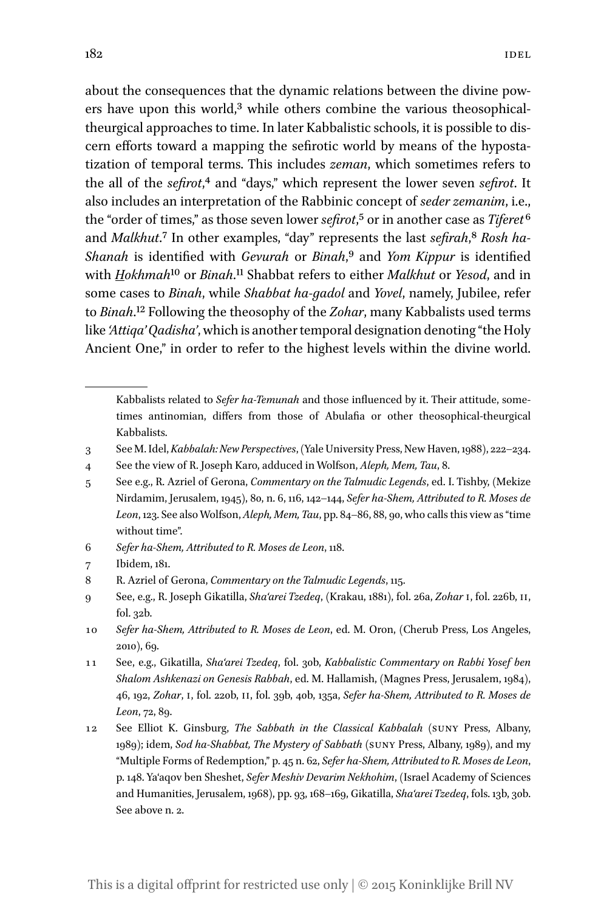about the consequences that the dynamic relations between the divine powers have upon this world,[3] while others combine the various theosophical-theurgical approaches to time. In later Kabbalistic schools, it is possible to discern efforts toward a mapping the sefirotic world by means of the hypostatization of temporal terms. This includes *zeman*, which sometimes refers to the all of the *sefirot*,[4] and "days," which represent the lower seven *sefirot*. It also includes an interpretation of the Rabbinic concept of *seder zemanim*, i.e., the "order of times," as those seven lower *sefirot*,[5] or in another case as *Tiferet*[6] and *Malkhut*.[7] In other examples, "day" represents the last *sefirah*,[8] *Rosh ha-Shanah* is identified with *Gevurah* or *Binah*,[9] and *Yom Kippur* is identified with *Hokhmah*[10] or *Binah*.[11] Shabbat refers to either *Malkhut* or *Yesod*, and in some cases to *Binah*, while *Shabbat ha-gadol* and *Yovel*, namely, Jubilee, refer to *Binah*.[12] Following the theosophy of the *Zohar*, many Kabbalists used terms like *'Attiqa' Qadisha'*, which is another temporal designation denoting "the Holy Ancient One," in order to refer to the highest levels within the divine world.

---

Kabbalists related to *Sefer ha-Temunah* and those influenced by it. Their attitude, sometimes antinomian, differs from those of Abulafia or other theosophical-theurgical Kabbalists.

3 See M. Idel, *Kabbalah: New Perspectives*, (Yale University Press, New Haven, 1988), 222–234.

4 See the view of R. Joseph Karo, adduced in Wolfson, *Aleph, Mem, Tau*, 8.

5 See e.g., R. Azriel of Gerona, *Commentary on the Talmudic Legends*, ed. I. Tishby, (Mekize Nirdamim, Jerusalem, 1945), 80, n. 6, 116, 142–144, *Sefer ha-Shem, Attributed to R. Moses de Leon*, 123. See also Wolfson, *Aleph, Mem, Tau*, pp. 84–86, 88, 90, who calls this view as "time without time".

6 *Sefer ha-Shem, Attributed to R. Moses de Leon*, 118.

7 Ibidem, 181.

8 R. Azriel of Gerona, *Commentary on the Talmudic Legends*, 115.

9 See, e.g., R. Joseph Gikatilla, *Sha'arei Tzedeq*, (Krakau, 1881), fol. 26a, *Zohar* I, fol. 226b, II, fol. 32b.

10 *Sefer ha-Shem, Attributed to R. Moses de Leon*, ed. M. Oron, (Cherub Press, Los Angeles, 2010), 69.

11 See, e.g., Gikatilla, *Sha'arei Tzedeq*, fol. 30b, *Kabbalistic Commentary on Rabbi Yosef ben Shalom Ashkenazi on Genesis Rabbah*, ed. M. Hallamish, (Magnes Press, Jerusalem, 1984), 46, 192, *Zohar*, I, fol. 220b, II, fol. 39b, 40b, 135a, *Sefer ha-Shem, Attributed to R. Moses de Leon*, 72, 89.

12 See Elliot K. Ginsburg, *The Sabbath in the Classical Kabbalah* (SUNY Press, Albany, 1989); idem, *Sod ha-Shabbat, The Mystery of Sabbath* (SUNY Press, Albany, 1989), and my "Multiple Forms of Redemption," p. 45 n. 62, *Sefer ha-Shem, Attributed to R. Moses de Leon*, p. 148. Ya'aqov ben Sheshet, *Sefer Meshiv Devarim Nekhohim*, (Israel Academy of Sciences and Humanities, Jerusalem, 1968), pp. 93, 168–169, Gikatilla, *Sha'arei Tzedeq*, fols. 13b, 30b. See above n. 2.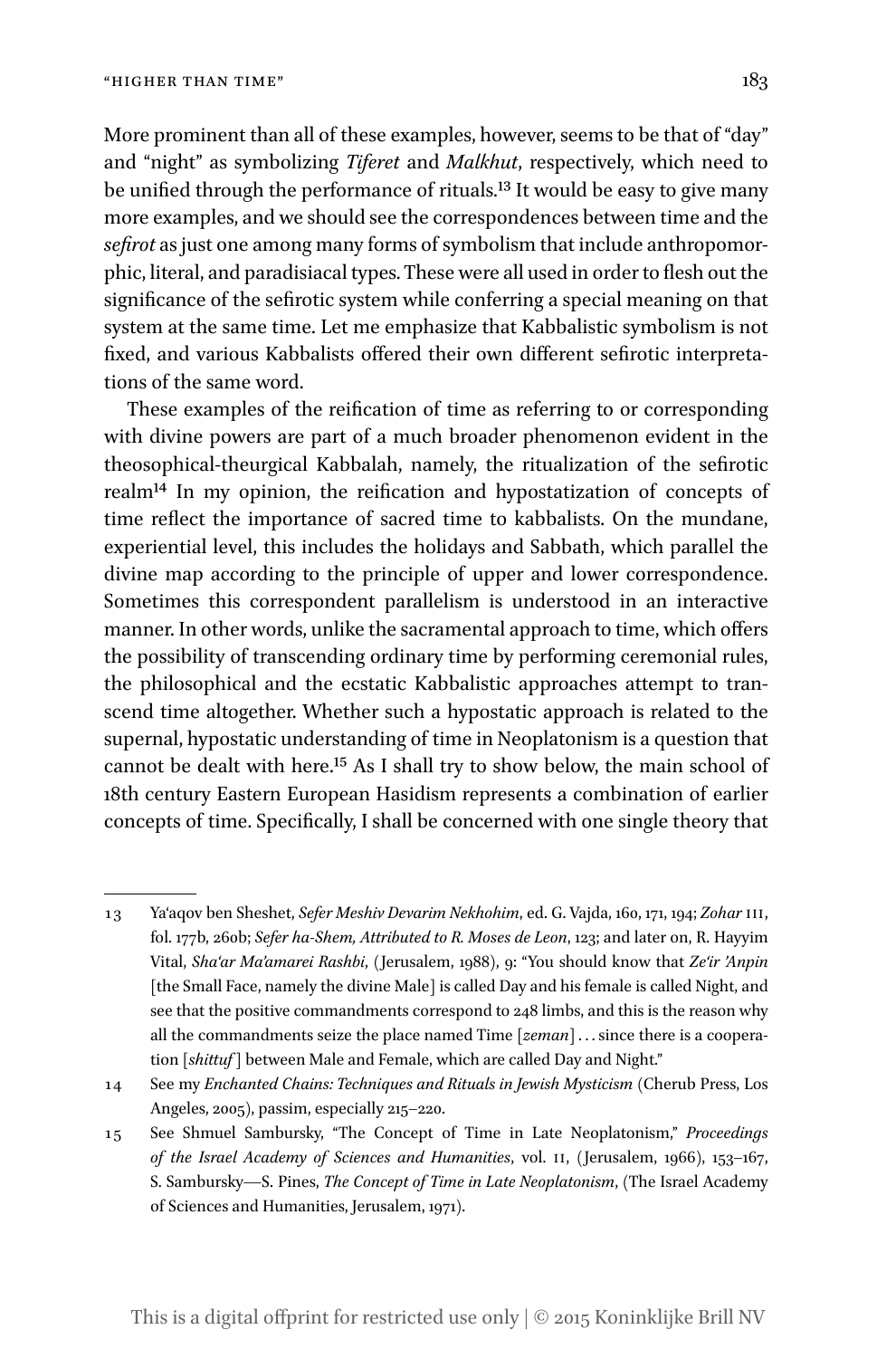More prominent than all of these examples, however, seems to be that of "day" and "night" as symbolizing *Tiferet* and *Malkhut*, respectively, which need to be unified through the performance of rituals.[13] It would be easy to give many more examples, and we should see the correspondences between time and the *sefirot* as just one among many forms of symbolism that include anthropomorphic, literal, and paradisiacal types. These were all used in order to flesh out the significance of the sefirotic system while conferring a special meaning on that system at the same time. Let me emphasize that Kabbalistic symbolism is not fixed, and various Kabbalists offered their own different sefirotic interpretations of the same word.

These examples of the reification of time as referring to or corresponding with divine powers are part of a much broader phenomenon evident in the theosophical-theurgical Kabbalah, namely, the ritualization of the sefirotic realm[14] In my opinion, the reification and hypostatization of concepts of time reflect the importance of sacred time to kabbalists. On the mundane, experiential level, this includes the holidays and Sabbath, which parallel the divine map according to the principle of upper and lower correspondence. Sometimes this correspondent parallelism is understood in an interactive manner. In other words, unlike the sacramental approach to time, which offers the possibility of transcending ordinary time by performing ceremonial rules, the philosophical and the ecstatic Kabbalistic approaches attempt to transcend time altogether. Whether such a hypostatic approach is related to the supernal, hypostatic understanding of time in Neoplatonism is a question that cannot be dealt with here.[15] As I shall try to show below, the main school of 18th century Eastern European Hasidism represents a combination of earlier concepts of time. Specifically, I shall be concerned with one single theory that

---

13 Ya'aqov ben Sheshet, *Sefer Meshiv Devarim Nekhohim*, ed. G. Vajda, 160, 171, 194; *Zohar* III, fol. 177b, 260b; *Sefer ha-Shem, Attributed to R. Moses de Leon*, 123; and later on, R. Hayyim Vital, *Sha'ar Ma'amarei Rashbi*, (Jerusalem, 1988), 9: "You should know that *Ze'ir 'Anpin* [the Small Face, namely the divine Male] is called Day and his female is called Night, and see that the positive commandments correspond to 248 limbs, and this is the reason why all the commandments seize the place named Time [*zeman*] ... since there is a cooperation [*shittuf*] between Male and Female, which are called Day and Night."

14 See my *Enchanted Chains: Techniques and Rituals in Jewish Mysticism* (Cherub Press, Los Angeles, 2005), passim, especially 215–220.

15 See Shmuel Sambursky, "The Concept of Time in Late Neoplatonism," *Proceedings of the Israel Academy of Sciences and Humanities*, vol. II, (Jerusalem, 1966), 153–167, S. Sambursky—S. Pines, *The Concept of Time in Late Neoplatonism*, (The Israel Academy of Sciences and Humanities, Jerusalem, 1971).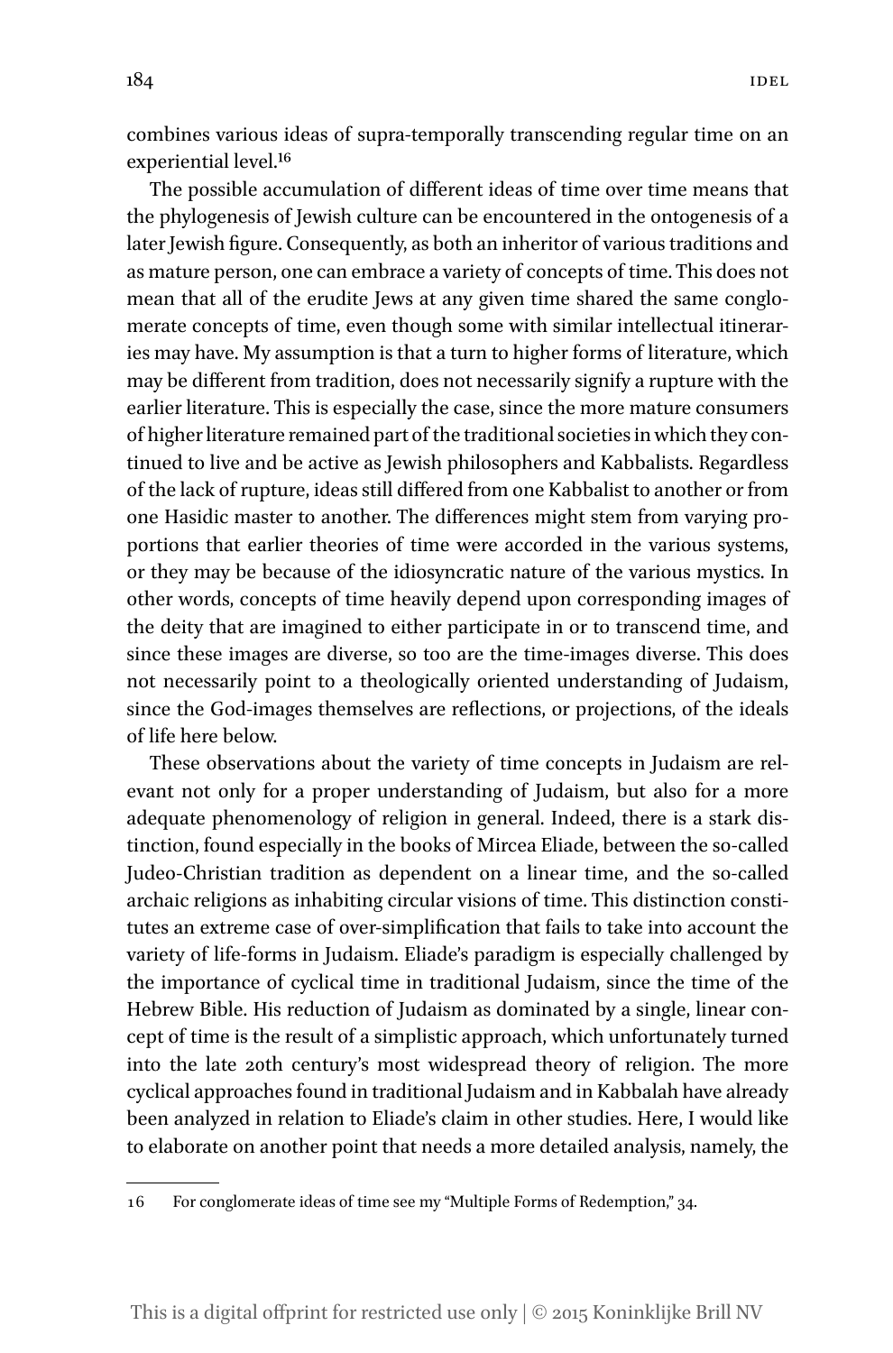combines various ideas of supra-temporally transcending regular time on an experiential level.[16]

The possible accumulation of different ideas of time over time means that the phylogenesis of Jewish culture can be encountered in the ontogenesis of a later Jewish figure. Consequently, as both an inheritor of various traditions and as mature person, one can embrace a variety of concepts of time. This does not mean that all of the erudite Jews at any given time shared the same conglomerate concepts of time, even though some with similar intellectual itineraries may have. My assumption is that a turn to higher forms of literature, which may be different from tradition, does not necessarily signify a rupture with the earlier literature. This is especially the case, since the more mature consumers of higher literature remained part of the traditional societies in which they continued to live and be active as Jewish philosophers and Kabbalists. Regardless of the lack of rupture, ideas still differed from one Kabbalist to another or from one Hasidic master to another. The differences might stem from varying proportions that earlier theories of time were accorded in the various systems, or they may be because of the idiosyncratic nature of the various mystics. In other words, concepts of time heavily depend upon corresponding images of the deity that are imagined to either participate in or to transcend time, and since these images are diverse, so too are the time-images diverse. This does not necessarily point to a theologically oriented understanding of Judaism, since the God-images themselves are reflections, or projections, of the ideals of life here below.

These observations about the variety of time concepts in Judaism are relevant not only for a proper understanding of Judaism, but also for a more adequate phenomenology of religion in general. Indeed, there is a stark distinction, found especially in the books of Mircea Eliade, between the so-called Judeo-Christian tradition as dependent on a linear time, and the so-called archaic religions as inhabiting circular visions of time. This distinction constitutes an extreme case of over-simplification that fails to take into account the variety of life-forms in Judaism. Eliade's paradigm is especially challenged by the importance of cyclical time in traditional Judaism, since the time of the Hebrew Bible. His reduction of Judaism as dominated by a single, linear concept of time is the result of a simplistic approach, which unfortunately turned into the late 20th century's most widespread theory of religion. The more cyclical approaches found in traditional Judaism and in Kabbalah have already been analyzed in relation to Eliade's claim in other studies. Here, I would like to elaborate on another point that needs a more detailed analysis, namely, the

---

16 For conglomerate ideas of time see my "Multiple Forms of Redemption," 34.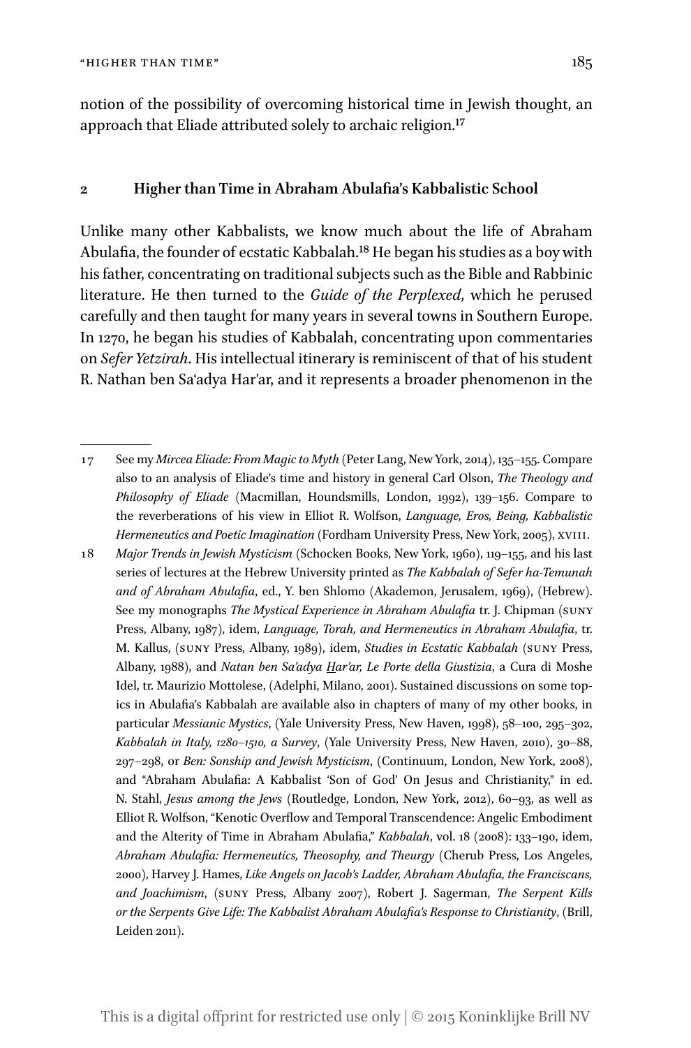notion of the possibility of overcoming historical time in Jewish thought, an approach that Eliade attributed solely to archaic religion.[17]

## 2 Higher than Time in Abraham Abulafia's Kabbalistic School

Unlike many other Kabbalists, we know much about the life of Abraham Abulafia, the founder of ecstatic Kabbalah.[18] He began his studies as a boy with his father, concentrating on traditional subjects such as the Bible and Rabbinic literature. He then turned to the *Guide of the Perplexed*, which he perused carefully and then taught for many years in several towns in Southern Europe. In 1270, he began his studies of Kabbalah, concentrating upon commentaries on *Sefer Yetzirah*. His intellectual itinerary is reminiscent of that of his student R. Nathan ben Sa'adya Har'ar, and it represents a broader phenomenon in the

---

17 See my *Mircea Eliade: From Magic to Myth* (Peter Lang, New York, 2014), 135–155. Compare also to an analysis of Eliade's time and history in general Carl Olson, *The Theology and Philosophy of Eliade* (Macmillan, Houndsmills, London, 1992), 139–156. Compare to the reverberations of his view in Elliot R. Wolfson, *Language, Eros, Being, Kabbalistic Hermeneutics and Poetic Imagination* (Fordham University Press, New York, 2005), XVIII.

18 *Major Trends in Jewish Mysticism* (Schocken Books, New York, 1960), 119–155, and his last series of lectures at the Hebrew University printed as *The Kabbalah of Sefer ha-Temunah and of Abraham Abulafia*, ed., Y. ben Shlomo (Akademon, Jerusalem, 1969), (Hebrew). See my monographs *The Mystical Experience in Abraham Abulafia* tr. J. Chipman (SUNY Press, Albany, 1987), idem, *Language, Torah, and Hermeneutics in Abraham Abulafia*, tr. M. Kallus, (SUNY Press, Albany, 1989), idem, *Studies in Ecstatic Kabbalah* (SUNY Press, Albany, 1988), and *Natan ben Sa'adya Har'ar, Le Porte della Giustizia*, a Cura di Moshe Idel, tr. Maurizio Mottolese, (Adelphi, Milano, 2001). Sustained discussions on some topics in Abulafia's Kabbalah are available also in chapters of many of my other books, in particular *Messianic Mystics*, (Yale University Press, New Haven, 1998), 58–100, 295–302, *Kabbalah in Italy, 1280–1510, a Survey*, (Yale University Press, New Haven, 2010), 30–88, 297–298, or *Ben: Sonship and Jewish Mysticism*, (Continuum, London, New York, 2008), and "Abraham Abulafia: A Kabbalist 'Son of God' On Jesus and Christianity," in ed. N. Stahl, *Jesus among the Jews* (Routledge, London, New York, 2012), 60–93, as well as Elliot R. Wolfson, "Kenotic Overflow and Temporal Transcendence: Angelic Embodiment and the Alterity of Time in Abraham Abulafia," *Kabbalah*, vol. 18 (2008): 133–190, idem, *Abraham Abulafia: Hermeneutics, Theosophy, and Theurgy* (Cherub Press, Los Angeles, 2000), Harvey J. Hames, *Like Angels on Jacob's Ladder, Abraham Abulafia, the Franciscans, and Joachimism*, (SUNY Press, Albany 2007), Robert J. Sagerman, *The Serpent Kills or the Serpents Give Life: The Kabbalist Abraham Abulafia's Response to Christianity*, (Brill, Leiden 2011).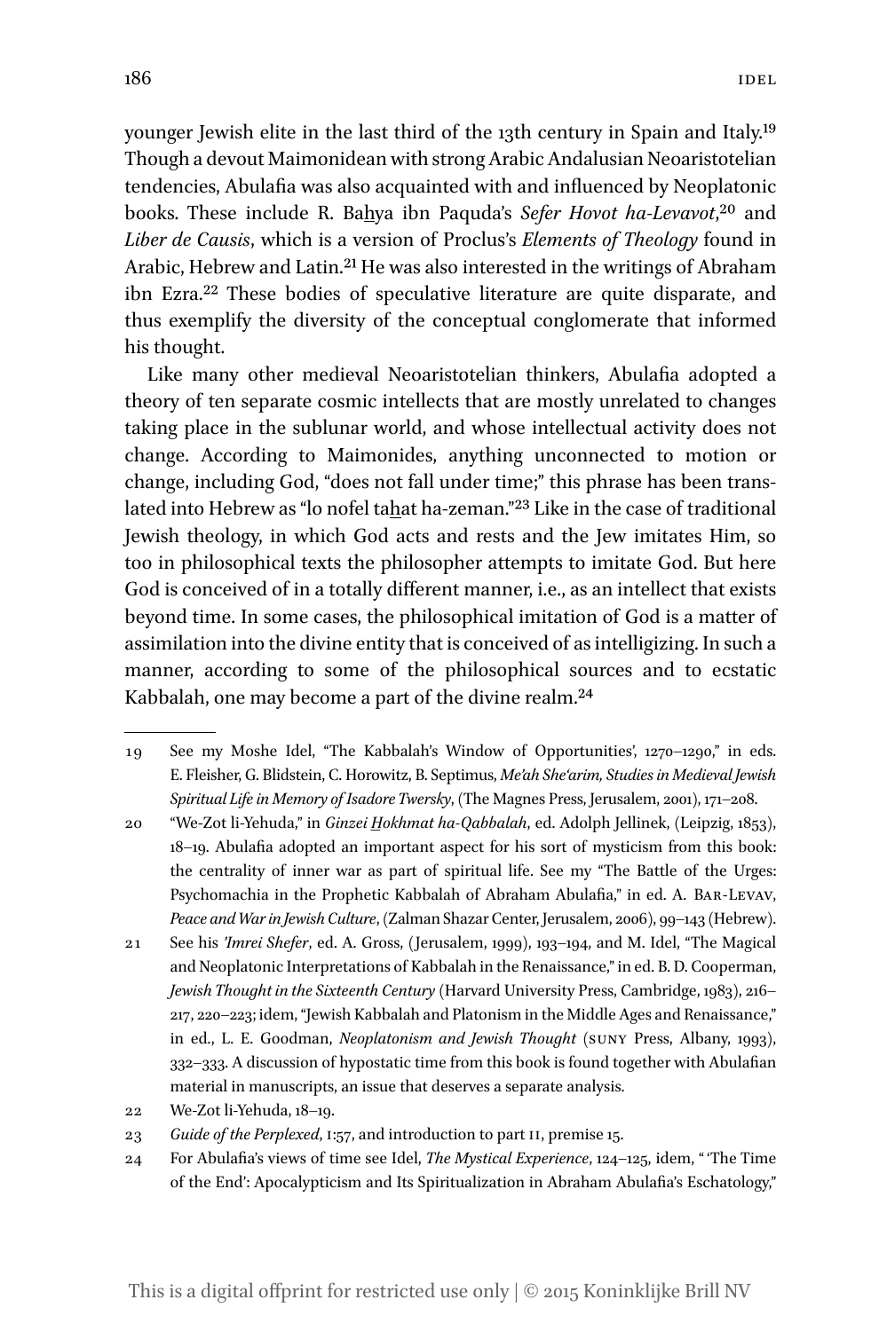younger Jewish elite in the last third of the 13th century in Spain and Italy.[19] Though a devout Maimonidean with strong Arabic Andalusian Neoaristotelian tendencies, Abulafia was also acquainted with and influenced by Neoplatonic books. These include R. Baḫya ibn Paquda's *Sefer Hovot ha-Levavot*,[20] and *Liber de Causis*, which is a version of Proclus's *Elements of Theology* found in Arabic, Hebrew and Latin.[21] He was also interested in the writings of Abraham ibn Ezra.[22] These bodies of speculative literature are quite disparate, and thus exemplify the diversity of the conceptual conglomerate that informed his thought.

Like many other medieval Neoaristotelian thinkers, Abulafia adopted a theory of ten separate cosmic intellects that are mostly unrelated to changes taking place in the sublunar world, and whose intellectual activity does not change. According to Maimonides, anything unconnected to motion or change, including God, "does not fall under time;" this phrase has been translated into Hebrew as "lo nofel taḫat ha-zeman."[23] Like in the case of traditional Jewish theology, in which God acts and rests and the Jew imitates Him, so too in philosophical texts the philosopher attempts to imitate God. But here God is conceived of in a totally different manner, i.e., as an intellect that exists beyond time. In some cases, the philosophical imitation of God is a matter of assimilation into the divine entity that is conceived of as intelligizing. In such a manner, according to some of the philosophical sources and to ecstatic Kabbalah, one may become a part of the divine realm.[24]

---

19 See my Moshe Idel, "The Kabbalah's Window of Opportunities', 1270–1290," in eds. E. Fleisher, G. Blidstein, C. Horowitz, B. Septimus, *Me'ah She'arim, Studies in Medieval Jewish Spiritual Life in Memory of Isadore Twersky*, (The Magnes Press, Jerusalem, 2001), 171–208.

20 "We-Zot li-Yehuda," in *Ginzei Ḫokhmat ha-Qabbalah*, ed. Adolph Jellinek, (Leipzig, 1853), 18–19. Abulafia adopted an important aspect for his sort of mysticism from this book: the centrality of inner war as part of spiritual life. See my "The Battle of the Urges: Psychomachia in the Prophetic Kabbalah of Abraham Abulafia," in ed. A. Bar-Levav, *Peace and War in Jewish Culture*, (Zalman Shazar Center, Jerusalem, 2006), 99–143 (Hebrew).

21 See his *'Imrei Shefer*, ed. A. Gross, (Jerusalem, 1999), 193–194, and M. Idel, "The Magical and Neoplatonic Interpretations of Kabbalah in the Renaissance," in ed. B. D. Cooperman, *Jewish Thought in the Sixteenth Century* (Harvard University Press, Cambridge, 1983), 216–217, 220–223; idem, "Jewish Kabbalah and Platonism in the Middle Ages and Renaissance," in ed., L. E. Goodman, *Neoplatonism and Jewish Thought* (SUNY Press, Albany, 1993), 332–333. A discussion of hypostatic time from this book is found together with Abulafian material in manuscripts, an issue that deserves a separate analysis.

22 We-Zot li-Yehuda, 18–19.

23 *Guide of the Perplexed*, I:57, and introduction to part II, premise 15.

24 For Abulafia's views of time see Idel, *The Mystical Experience*, 124–125, idem, " 'The Time of the End': Apocalypticism and Its Spiritualization in Abraham Abulafia's Eschatology,"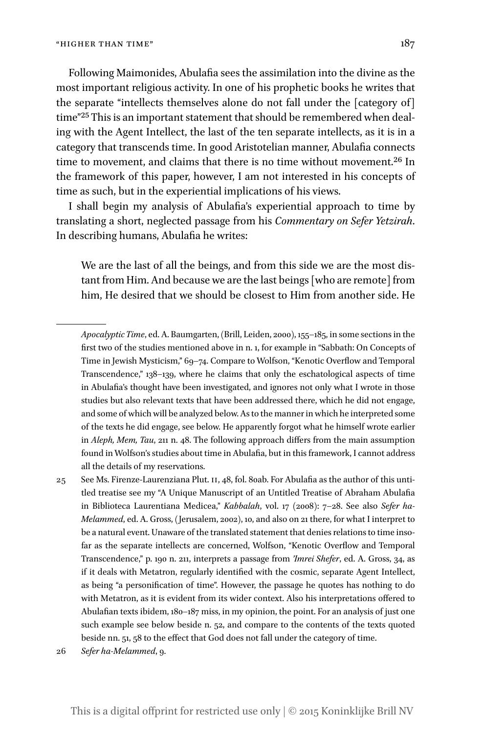Following Maimonides, Abulafia sees the assimilation into the divine as the most important religious activity. In one of his prophetic books he writes that the separate "intellects themselves alone do not fall under the [category of] time"[25] This is an important statement that should be remembered when dealing with the Agent Intellect, the last of the ten separate intellects, as it is in a category that transcends time. In good Aristotelian manner, Abulafia connects time to movement, and claims that there is no time without movement.[26] In the framework of this paper, however, I am not interested in his concepts of time as such, but in the experiential implications of his views.

I shall begin my analysis of Abulafia's experiential approach to time by translating a short, neglected passage from his *Commentary on Sefer Yetzirah*. In describing humans, Abulafia he writes:

> We are the last of all the beings, and from this side we are the most distant from Him. And because we are the last beings [who are remote] from him, He desired that we should be closest to Him from another side. He

---

*Apocalyptic Time*, ed. A. Baumgarten, (Brill, Leiden, 2000), 155–185, in some sections in the first two of the studies mentioned above in n. 1, for example in "Sabbath: On Concepts of Time in Jewish Mysticism," 69–74. Compare to Wolfson, "Kenotic Overflow and Temporal Transcendence," 138–139, where he claims that only the eschatological aspects of time in Abulafia's thought have been investigated, and ignores not only what I wrote in those studies but also relevant texts that have been addressed there, which he did not engage, and some of which will be analyzed below. As to the manner in which he interpreted some of the texts he did engage, see below. He apparently forgot what he himself wrote earlier in *Aleph, Mem, Tau*, 211 n. 48. The following approach differs from the main assumption found in Wolfson's studies about time in Abulafia, but in this framework, I cannot address all the details of my reservations.

25 See Ms. Firenze-Laurenziana Plut. II, 48, fol. 80ab. For Abulafia as the author of this untitled treatise see my "A Unique Manuscript of an Untitled Treatise of Abraham Abulafia in Biblioteca Laurentiana Medicea," *Kabbalah*, vol. 17 (2008): 7–28. See also *Sefer ha-Melammed*, ed. A. Gross, (Jerusalem, 2002), 10, and also on 21 there, for what I interpret to be a natural event. Unaware of the translated statement that denies relations to time insofar as the separate intellects are concerned, Wolfson, "Kenotic Overflow and Temporal Transcendence," p. 190 n. 211, interprets a passage from *'Imrei Shefer*, ed. A. Gross, 34, as if it deals with Metatron, regularly identified with the cosmic, separate Agent Intellect, as being "a personification of time". However, the passage he quotes has nothing to do with Metatron, as it is evident from its wider context. Also his interpretations offered to Abulafian texts ibidem, 180–187 miss, in my opinion, the point. For an analysis of just one such example see below beside n. 52, and compare to the contents of the texts quoted beside nn. 51, 58 to the effect that God does not fall under the category of time.

26 *Sefer ha-Melammed*, 9.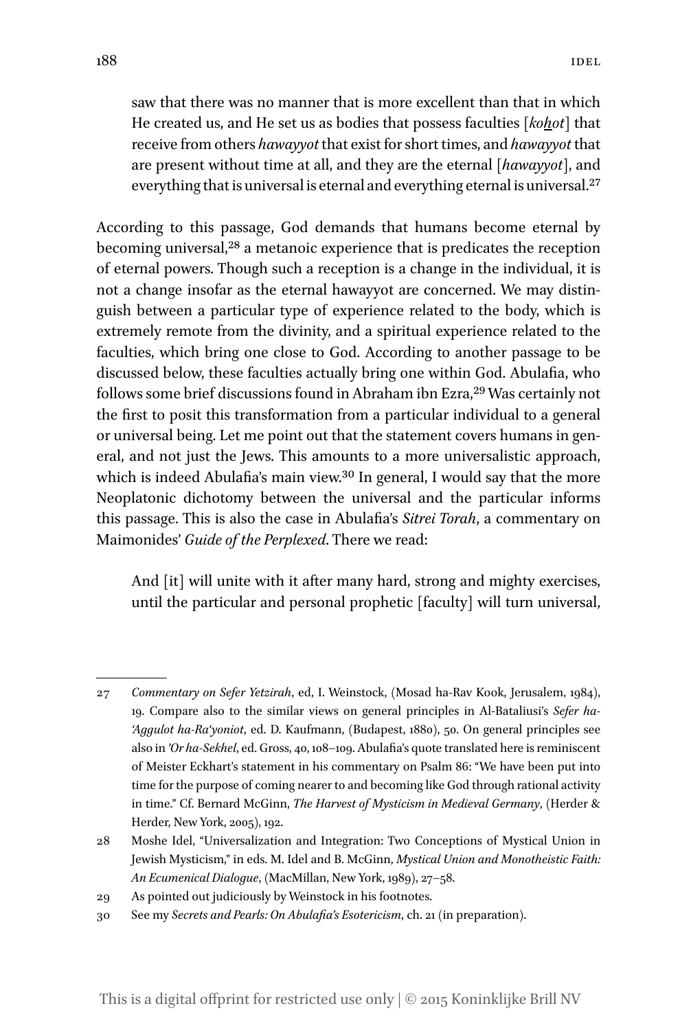> saw that there was no manner that is more excellent than that in which He created us, and He set us as bodies that possess faculties [*koḥot*] that receive from others *hawayyot* that exist for short times, and *hawayyot* that are present without time at all, and they are the eternal [*hawayyot*], and everything that is universal is eternal and everything eternal is universal.[27]

According to this passage, God demands that humans become eternal by becoming universal,[28] a metanoic experience that is predicates the reception of eternal powers. Though such a reception is a change in the individual, it is not a change insofar as the eternal hawayyot are concerned. We may distinguish between a particular type of experience related to the body, which is extremely remote from the divinity, and a spiritual experience related to the faculties, which bring one close to God. According to another passage to be discussed below, these faculties actually bring one within God. Abulafia, who follows some brief discussions found in Abraham ibn Ezra,[29] Was certainly not the first to posit this transformation from a particular individual to a general or universal being. Let me point out that the statement covers humans in general, and not just the Jews. This amounts to a more universalistic approach, which is indeed Abulafia's main view.[30] In general, I would say that the more Neoplatonic dichotomy between the universal and the particular informs this passage. This is also the case in Abulafia's *Sitrei Torah*, a commentary on Maimonides' *Guide of the Perplexed*. There we read:

> And [it] will unite with it after many hard, strong and mighty exercises, until the particular and personal prophetic [faculty] will turn universal,

---

27 *Commentary on Sefer Yetzirah*, ed, I. Weinstock, (Mosad ha-Rav Kook, Jerusalem, 1984), 19. Compare also to the similar views on general principles in Al-Bataliusi's *Sefer ha-'Aggulot ha-Ra'yoniot*, ed. D. Kaufmann, (Budapest, 1880), 50. On general principles see also in *'Or ha-Sekhel*, ed. Gross, 40, 108–109. Abulafia's quote translated here is reminiscent of Meister Eckhart's statement in his commentary on Psalm 86: "We have been put into time for the purpose of coming nearer to and becoming like God through rational activity in time." Cf. Bernard McGinn, *The Harvest of Mysticism in Medieval Germany*, (Herder & Herder, New York, 2005), 192.

28 Moshe Idel, "Universalization and Integration: Two Conceptions of Mystical Union in Jewish Mysticism," in eds. M. Idel and B. McGinn, *Mystical Union and Monotheistic Faith: An Ecumenical Dialogue*, (MacMillan, New York, 1989), 27–58.

29 As pointed out judiciously by Weinstock in his footnotes.

30 See my *Secrets and Pearls: On Abulafia's Esotericism*, ch. 21 (in preparation).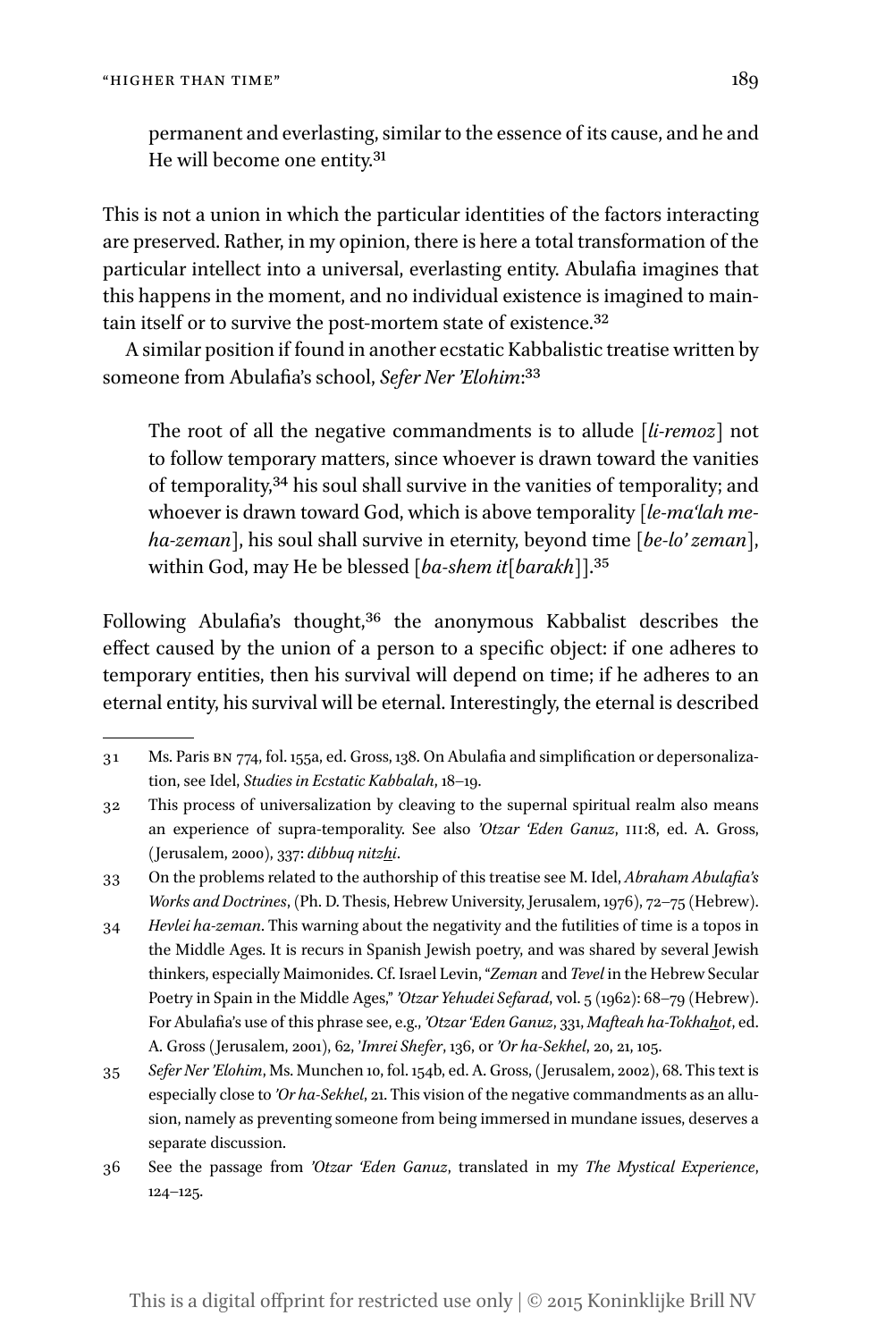> permanent and everlasting, similar to the essence of its cause, and he and He will become one entity.[31]

This is not a union in which the particular identities of the factors interacting are preserved. Rather, in my opinion, there is here a total transformation of the particular intellect into a universal, everlasting entity. Abulafia imagines that this happens in the moment, and no individual existence is imagined to maintain itself or to survive the post-mortem state of existence.[32]

A similar position if found in another ecstatic Kabbalistic treatise written by someone from Abulafia's school, *Sefer Ner 'Elohim*:[33]

> The root of all the negative commandments is to allude [*li-remoz*] not to follow temporary matters, since whoever is drawn toward the vanities of temporality,[34] his soul shall survive in the vanities of temporality; and whoever is drawn toward God, which is above temporality [*le-ma'lah me-ha-zeman*], his soul shall survive in eternity, beyond time [*be-lo' zeman*], within God, may He be blessed [*ba-shem it*[*barakh*]].[35]

Following Abulafia's thought,[36] the anonymous Kabbalist describes the effect caused by the union of a person to a specific object: if one adheres to temporary entities, then his survival will depend on time; if he adheres to an eternal entity, his survival will be eternal. Interestingly, the eternal is described

---

31 Ms. Paris BN 774, fol. 155a, ed. Gross, 138. On Abulafia and simplification or depersonalization, see Idel, *Studies in Ecstatic Kabbalah*, 18–19.

32 This process of universalization by cleaving to the supernal spiritual realm also means an experience of supra-temporality. See also *'Otzar 'Eden Ganuz*, III:8, ed. A. Gross, (Jerusalem, 2000), 337: *dibbuq nitzhi*.

33 On the problems related to the authorship of this treatise see M. Idel, *Abraham Abulafia's Works and Doctrines*, (Ph. D. Thesis, Hebrew University, Jerusalem, 1976), 72–75 (Hebrew).

34 *Hevlei ha-zeman*. This warning about the negativity and the futilities of time is a topos in the Middle Ages. It is recurs in Spanish Jewish poetry, and was shared by several Jewish thinkers, especially Maimonides. Cf. Israel Levin, "*Zeman* and *Tevel* in the Hebrew Secular Poetry in Spain in the Middle Ages," *'Otzar Yehudei Sefarad*, vol. 5 (1962): 68–79 (Hebrew). For Abulafia's use of this phrase see, e.g., *'Otzar 'Eden Ganuz*, 331, *Mafteah ha-Tokhahot*, ed. A. Gross (Jerusalem, 2001), 62, *'Imrei Shefer*, 136, or *'Or ha-Sekhel*, 20, 21, 105.

35 *Sefer Ner 'Elohim*, Ms. Munchen 10, fol. 154b, ed. A. Gross, (Jerusalem, 2002), 68. This text is especially close to *'Or ha-Sekhel*, 21. This vision of the negative commandments as an allusion, namely as preventing someone from being immersed in mundane issues, deserves a separate discussion.

36 See the passage from *'Otzar 'Eden Ganuz*, translated in my *The Mystical Experience*, 124–125.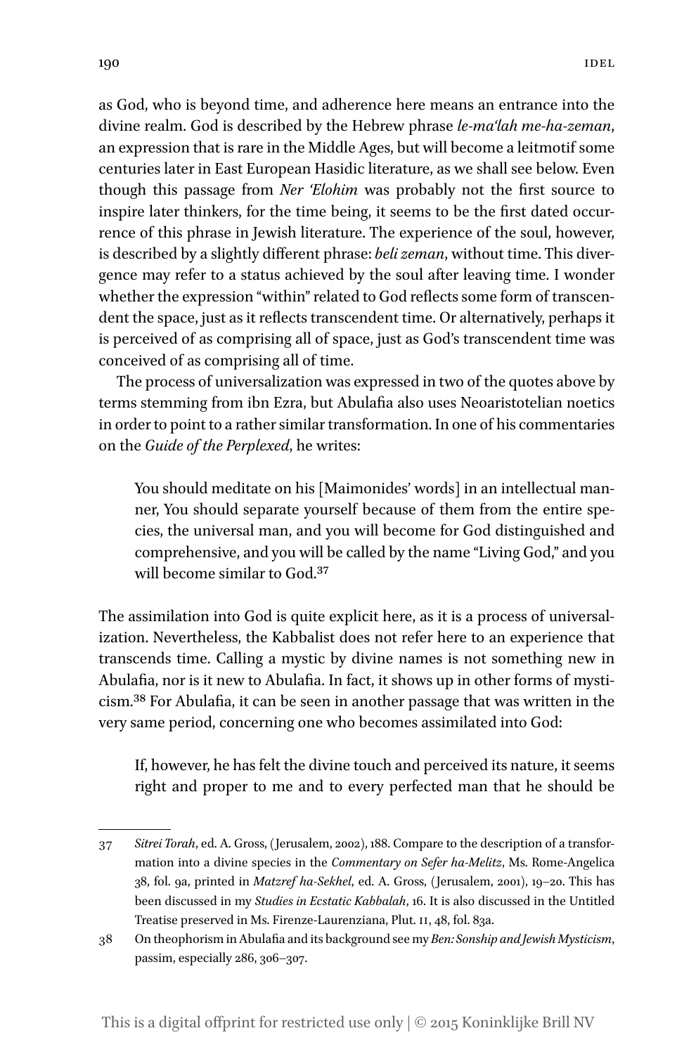as God, who is beyond time, and adherence here means an entrance into the divine realm. God is described by the Hebrew phrase *le-ma'lah me-ha-zeman*, an expression that is rare in the Middle Ages, but will become a leitmotif some centuries later in East European Hasidic literature, as we shall see below. Even though this passage from *Ner 'Elohim* was probably not the first source to inspire later thinkers, for the time being, it seems to be the first dated occurrence of this phrase in Jewish literature. The experience of the soul, however, is described by a slightly different phrase: *beli zeman*, without time. This divergence may refer to a status achieved by the soul after leaving time. I wonder whether the expression "within" related to God reflects some form of transcendent the space, just as it reflects transcendent time. Or alternatively, perhaps it is perceived of as comprising all of space, just as God's transcendent time was conceived of as comprising all of time.

The process of universalization was expressed in two of the quotes above by terms stemming from ibn Ezra, but Abulafia also uses Neoaristotelian noetics in order to point to a rather similar transformation. In one of his commentaries on the *Guide of the Perplexed*, he writes:

> You should meditate on his [Maimonides' words] in an intellectual manner, You should separate yourself because of them from the entire species, the universal man, and you will become for God distinguished and comprehensive, and you will be called by the name "Living God," and you will become similar to God.[37]

The assimilation into God is quite explicit here, as it is a process of universalization. Nevertheless, the Kabbalist does not refer here to an experience that transcends time. Calling a mystic by divine names is not something new in Abulafia, nor is it new to Abulafia. In fact, it shows up in other forms of mysticism.[38] For Abulafia, it can be seen in another passage that was written in the very same period, concerning one who becomes assimilated into God:

> If, however, he has felt the divine touch and perceived its nature, it seems right and proper to me and to every perfected man that he should be

---

37 *Sitrei Torah*, ed. A. Gross, (Jerusalem, 2002), 188. Compare to the description of a transformation into a divine species in the *Commentary on Sefer ha-Melitz*, Ms. Rome-Angelica 38, fol. 9a, printed in *Matzref ha-Sekhel*, ed. A. Gross, (Jerusalem, 2001), 19–20. This has been discussed in my *Studies in Ecstatic Kabbalah*, 16. It is also discussed in the Untitled Treatise preserved in Ms. Firenze-Laurenziana, Plut. II, 48, fol. 83a.

38 On theophorism in Abulafia and its background see my *Ben: Sonship and Jewish Mysticism*, passim, especially 286, 306–307.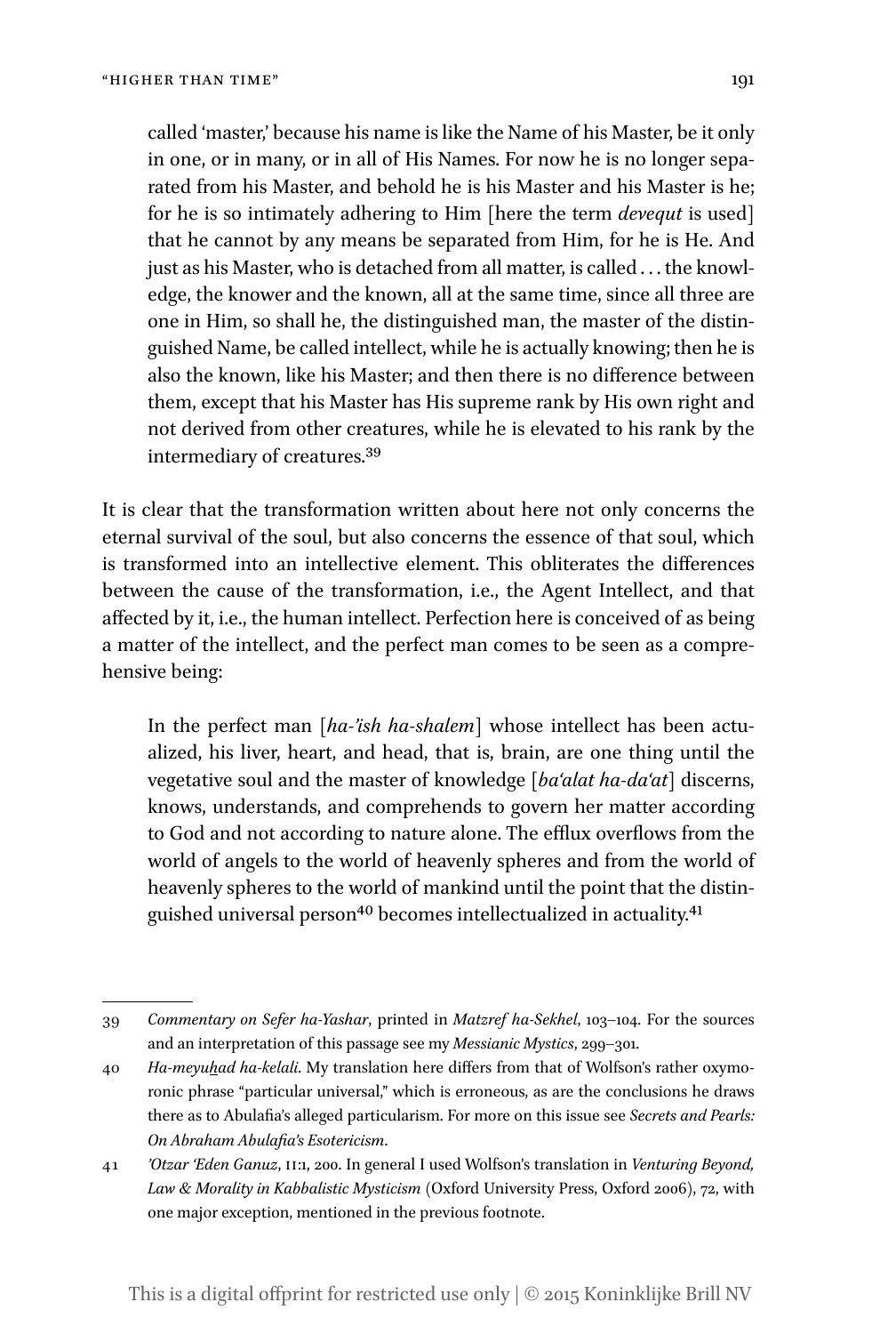> called 'master,' because his name is like the Name of his Master, be it only in one, or in many, or in all of His Names. For now he is no longer separated from his Master, and behold he is his Master and his Master is he; for he is so intimately adhering to Him [here the term *devequt* is used] that he cannot by any means be separated from Him, for he is He. And just as his Master, who is detached from all matter, is called ... the knowledge, the knower and the known, all at the same time, since all three are one in Him, so shall he, the distinguished man, the master of the distinguished Name, be called intellect, while he is actually knowing; then he is also the known, like his Master; and then there is no difference between them, except that his Master has His supreme rank by His own right and not derived from other creatures, while he is elevated to his rank by the intermediary of creatures.[39]

It is clear that the transformation written about here not only concerns the eternal survival of the soul, but also concerns the essence of that soul, which is transformed into an intellective element. This obliterates the differences between the cause of the transformation, i.e., the Agent Intellect, and that affected by it, i.e., the human intellect. Perfection here is conceived of as being a matter of the intellect, and the perfect man comes to be seen as a comprehensive being:

> In the perfect man [*ha-'ish ha-shalem*] whose intellect has been actualized, his liver, heart, and head, that is, brain, are one thing until the vegetative soul and the master of knowledge [*ba'alat ha-da'at*] discerns, knows, understands, and comprehends to govern her matter according to God and not according to nature alone. The efflux overflows from the world of angels to the world of heavenly spheres and from the world of heavenly spheres to the world of mankind until the point that the distinguished universal person[40] becomes intellectualized in actuality.[41]

---

39 *Commentary on Sefer ha-Yashar*, printed in *Matzref ha-Sekhel*, 103–104. For the sources and an interpretation of this passage see my *Messianic Mystics*, 299–301.

40 *Ha-meyuhad ha-kelali*. My translation here differs from that of Wolfson's rather oxymoronic phrase "particular universal," which is erroneous, as are the conclusions he draws there as to Abulafia's alleged particularism. For more on this issue see *Secrets and Pearls: On Abraham Abulafia's Esotericism*.

41 *'Otzar 'Eden Ganuz*, II:1, 200. In general I used Wolfson's translation in *Venturing Beyond, Law & Morality in Kabbalistic Mysticism* (Oxford University Press, Oxford 2006), 72, with one major exception, mentioned in the previous footnote.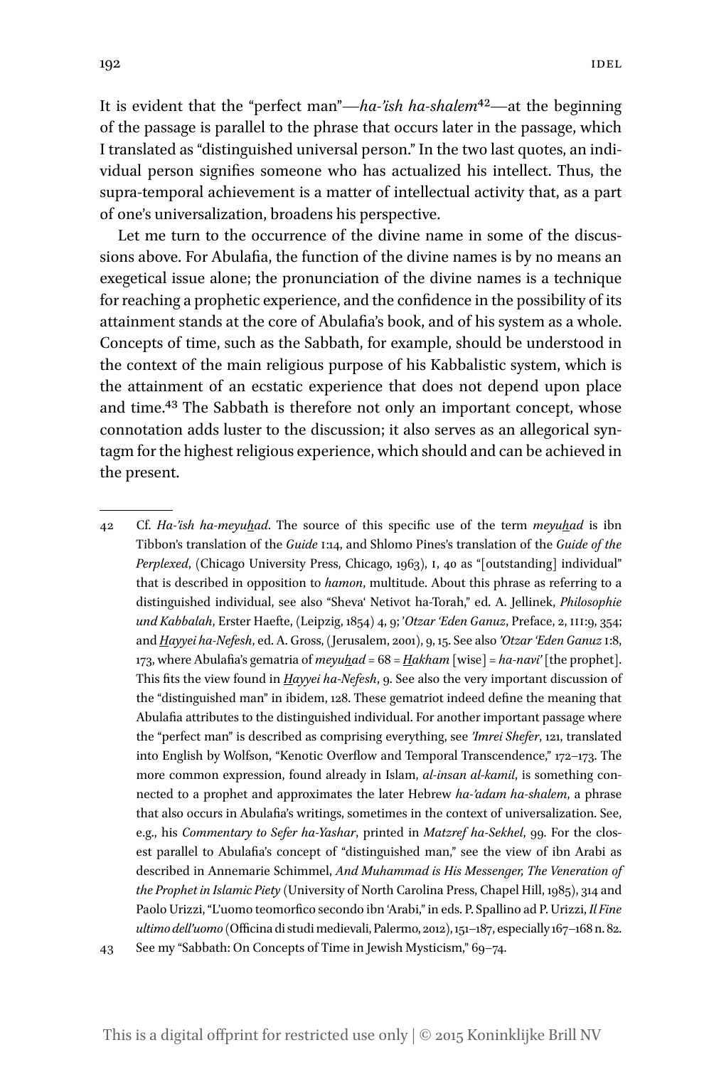It is evident that the "perfect man"—*ha-'ish ha-shalem*[42]—at the beginning of the passage is parallel to the phrase that occurs later in the passage, which I translated as "distinguished universal person." In the two last quotes, an individual person signifies someone who has actualized his intellect. Thus, the supra-temporal achievement is a matter of intellectual activity that, as a part of one's universalization, broadens his perspective.

Let me turn to the occurrence of the divine name in some of the discussions above. For Abulafia, the function of the divine names is by no means an exegetical issue alone; the pronunciation of the divine names is a technique for reaching a prophetic experience, and the confidence in the possibility of its attainment stands at the core of Abulafia's book, and of his system as a whole. Concepts of time, such as the Sabbath, for example, should be understood in the context of the main religious purpose of his Kabbalistic system, which is the attainment of an ecstatic experience that does not depend upon place and time.[43] The Sabbath is therefore not only an important concept, whose connotation adds luster to the discussion; it also serves as an allegorical syntagm for the highest religious experience, which should and can be achieved in the present.

---

42 Cf. *Ha-'ish ha-meyuhad*. The source of this specific use of the term *meyuhad* is ibn Tibbon's translation of the *Guide* I:14, and Shlomo Pines's translation of the *Guide of the Perplexed*, (Chicago University Press, Chicago, 1963), 1, 40 as "[outstanding] individual" that is described in opposition to *hamon*, multitude. About this phrase as referring to a distinguished individual, see also "Sheva' Netivot ha-Torah," ed. A. Jellinek, *Philosophie und Kabbalah*, Erster Haefte, (Leipzig, 1854) 4, 9; *'Otzar 'Eden Ganuz*, Preface, 2, III:9, 354; and *Hayyei ha-Nefesh*, ed. A. Gross, (Jerusalem, 2001), 9, 15. See also *'Otzar 'Eden Ganuz* I:8, 173, where Abulafia's gematria of *meyuhad* = 68 = *Hakham* [wise] = *ha-navi'* [the prophet]. This fits the view found in *Hayyei ha-Nefesh*, 9. See also the very important discussion of the "distinguished man" in ibidem, 128. These gematriot indeed define the meaning that Abulafia attributes to the distinguished individual. For another important passage where the "perfect man" is described as comprising everything, see *'Imrei Shefer*, 121, translated into English by Wolfson, "Kenotic Overflow and Temporal Transcendence," 172–173. The more common expression, found already in Islam, *al-insan al-kamil*, is something connected to a prophet and approximates the later Hebrew *ha-'adam ha-shalem*, a phrase that also occurs in Abulafia's writings, sometimes in the context of universalization. See, e.g., his *Commentary to Sefer ha-Yashar*, printed in *Matzref ha-Sekhel*, 99. For the closest parallel to Abulafia's concept of "distinguished man," see the view of ibn Arabi as described in Annemarie Schimmel, *And Muhammad is His Messenger, The Veneration of the Prophet in Islamic Piety* (University of North Carolina Press, Chapel Hill, 1985), 314 and Paolo Urizzi, "L'uomo teomorfico secondo ibn 'Arabi," in eds. P. Spallino ad P. Urizzi, *Il Fine ultimo dell'uomo* (Officina di studi medievali, Palermo, 2012), 151–187, especially 167–168 n. 82.

43 See my "Sabbath: On Concepts of Time in Jewish Mysticism," 69–74.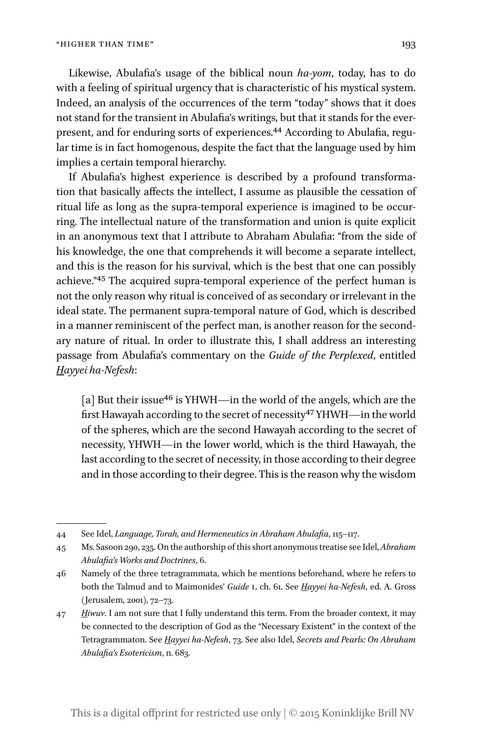Likewise, Abulafia's usage of the biblical noun *ha-yom*, today, has to do with a feeling of spiritual urgency that is characteristic of his mystical system. Indeed, an analysis of the occurrences of the term "today" shows that it does not stand for the transient in Abulafia's writings, but that it stands for the ever-present, and for enduring sorts of experiences.[44] According to Abulafia, regular time is in fact homogenous, despite the fact that the language used by him implies a certain temporal hierarchy.

If Abulafia's highest experience is described by a profound transformation that basically affects the intellect, I assume as plausible the cessation of ritual life as long as the supra-temporal experience is imagined to be occurring. The intellectual nature of the transformation and union is quite explicit in an anonymous text that I attribute to Abraham Abulafia: "from the side of his knowledge, the one that comprehends it will become a separate intellect, and this is the reason for his survival, which is the best that one can possibly achieve."[45] The acquired supra-temporal experience of the perfect human is not the only reason why ritual is conceived of as secondary or irrelevant in the ideal state. The permanent supra-temporal nature of God, which is described in a manner reminiscent of the perfect man, is another reason for the secondary nature of ritual. In order to illustrate this, I shall address an interesting passage from Abulafia's commentary on the *Guide of the Perplexed*, entitled *Hayyei ha-Nefesh*:

> [a] But their issue[46] is YHWH—in the world of the angels, which are the first Hawayah according to the secret of necessity[47] YHWH—in the world of the spheres, which are the second Hawayah according to the secret of necessity, YHWH—in the lower world, which is the third Hawayah, the last according to the secret of necessity, in those according to their degree and in those according to their degree. This is the reason why the wisdom

---

44 See Idel, *Language, Torah, and Hermeneutics in Abraham Abulafia*, 115–117.

45 Ms. Sasoon 290, 235. On the authorship of this short anonymous treatise see Idel, *Abraham Abulafia's Works and Doctrines*, 6.

46 Namely of the three tetragrammata, which he mentions beforehand, where he refers to both the Talmud and to Maimonides' *Guide* I, ch. 61. See *Hayyei ha-Nefesh*, ed. A. Gross (Jerusalem, 2001), 72–73.

47 *Hiwuv*. I am not sure that I fully understand this term. From the broader context, it may be connected to the description of God as the "Necessary Existent" in the context of the Tetragrammaton. See *Hayyei ha-Nefesh*, 73. See also Idel, *Secrets and Pearls: On Abraham Abulafia's Esotericism*, n. 683.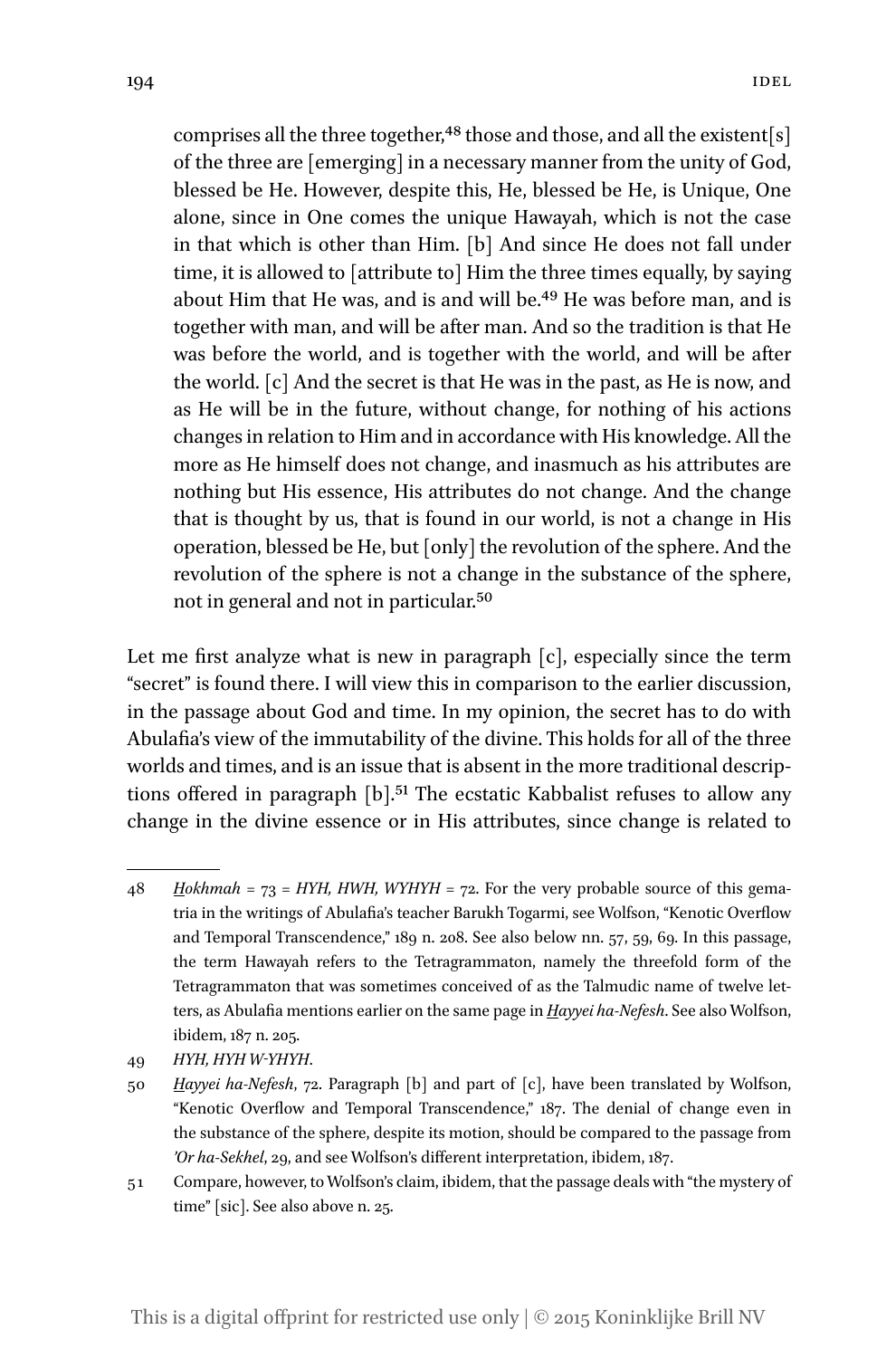comprises all the three together,[48] those and those, and all the existent[s] of the three are [emerging] in a necessary manner from the unity of God, blessed be He. However, despite this, He, blessed be He, is Unique, One alone, since in One comes the unique Hawayah, which is not the case in that which is other than Him. [b] And since He does not fall under time, it is allowed to [attribute to] Him the three times equally, by saying about Him that He was, and is and will be.[49] He was before man, and is together with man, and will be after man. And so the tradition is that He was before the world, and is together with the world, and will be after the world. [c] And the secret is that He was in the past, as He is now, and as He will be in the future, without change, for nothing of his actions changes in relation to Him and in accordance with His knowledge. All the more as He himself does not change, and inasmuch as his attributes are nothing but His essence, His attributes do not change. And the change that is thought by us, that is found in our world, is not a change in His operation, blessed be He, but [only] the revolution of the sphere. And the revolution of the sphere is not a change in the substance of the sphere, not in general and not in particular.[50]

Let me first analyze what is new in paragraph [c], especially since the term "secret" is found there. I will view this in comparison to the earlier discussion, in the passage about God and time. In my opinion, the secret has to do with Abulafia's view of the immutability of the divine. This holds for all of the three worlds and times, and is an issue that is absent in the more traditional descriptions offered in paragraph [b].[51] The ecstatic Kabbalist refuses to allow any change in the divine essence or in His attributes, since change is related to

---

48 *Hokhmah* = 73 = *HYH, HWH, WYHYH* = 72. For the very probable source of this gematria in the writings of Abulafia's teacher Barukh Togarmi, see Wolfson, "Kenotic Overflow and Temporal Transcendence," 189 n. 208. See also below nn. 57, 59, 69. In this passage, the term Hawayah refers to the Tetragrammaton, namely the threefold form of the Tetragrammaton that was sometimes conceived of as the Talmudic name of twelve letters, as Abulafia mentions earlier on the same page in *Hayyei ha-Nefesh*. See also Wolfson, ibidem, 187 n. 205.

49 *HYH, HYH W-YHYH*.

50 *Hayyei ha-Nefesh*, 72. Paragraph [b] and part of [c], have been translated by Wolfson, "Kenotic Overflow and Temporal Transcendence," 187. The denial of change even in the substance of the sphere, despite its motion, should be compared to the passage from *'Or ha-Sekhel*, 29, and see Wolfson's different interpretation, ibidem, 187.

51 Compare, however, to Wolfson's claim, ibidem, that the passage deals with "the mystery of time" [sic]. See also above n. 25.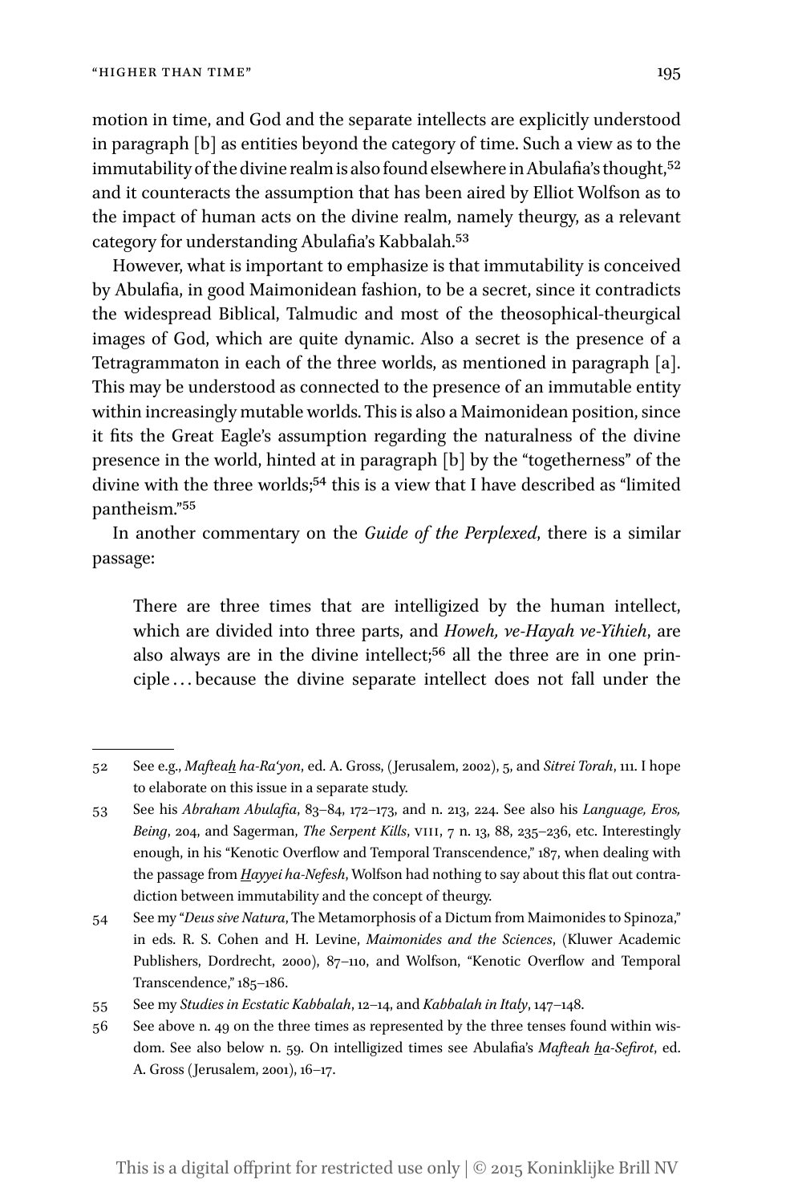motion in time, and God and the separate intellects are explicitly understood in paragraph [b] as entities beyond the category of time. Such a view as to the immutability of the divine realm is also found elsewhere in Abulafia's thought,[52] and it counteracts the assumption that has been aired by Elliot Wolfson as to the impact of human acts on the divine realm, namely theurgy, as a relevant category for understanding Abulafia's Kabbalah.[53]

However, what is important to emphasize is that immutability is conceived by Abulafia, in good Maimonidean fashion, to be a secret, since it contradicts the widespread Biblical, Talmudic and most of the theosophical-theurgical images of God, which are quite dynamic. Also a secret is the presence of a Tetragrammaton in each of the three worlds, as mentioned in paragraph [a]. This may be understood as connected to the presence of an immutable entity within increasingly mutable worlds. This is also a Maimonidean position, since it fits the Great Eagle's assumption regarding the naturalness of the divine presence in the world, hinted at in paragraph [b] by the "togetherness" of the divine with the three worlds;[54] this is a view that I have described as "limited pantheism."[55]

In another commentary on the *Guide of the Perplexed*, there is a similar passage:

> There are three times that are intelligized by the human intellect, which are divided into three parts, and *Howeh, ve-Hayah ve-Yihieh*, are also always are in the divine intellect;[56] all the three are in one principle … because the divine separate intellect does not fall under the

---

52 See e.g., *Mafteaḥ ha-Ra'yon*, ed. A. Gross, (Jerusalem, 2002), 5, and *Sitrei Torah*, 111. I hope to elaborate on this issue in a separate study.

53 See his *Abraham Abulafia*, 83–84, 172–173, and n. 213, 224. See also his *Language, Eros, Being*, 204, and Sagerman, *The Serpent Kills*, VIII, 7 n. 13, 88, 235–236, etc. Interestingly enough, in his "Kenotic Overflow and Temporal Transcendence," 187, when dealing with the passage from *Ḥayyei ha-Nefesh*, Wolfson had nothing to say about this flat out contradiction between immutability and the concept of theurgy.

54 See my "*Deus sive Natura*, The Metamorphosis of a Dictum from Maimonides to Spinoza," in eds. R. S. Cohen and H. Levine, *Maimonides and the Sciences*, (Kluwer Academic Publishers, Dordrecht, 2000), 87–110, and Wolfson, "Kenotic Overflow and Temporal Transcendence," 185–186.

55 See my *Studies in Ecstatic Kabbalah*, 12–14, and *Kabbalah in Italy*, 147–148.

56 See above n. 49 on the three times as represented by the three tenses found within wisdom. See also below n. 59. On intelligized times see Abulafia's *Mafteah ḥa-Sefirot*, ed. A. Gross (Jerusalem, 2001), 16–17.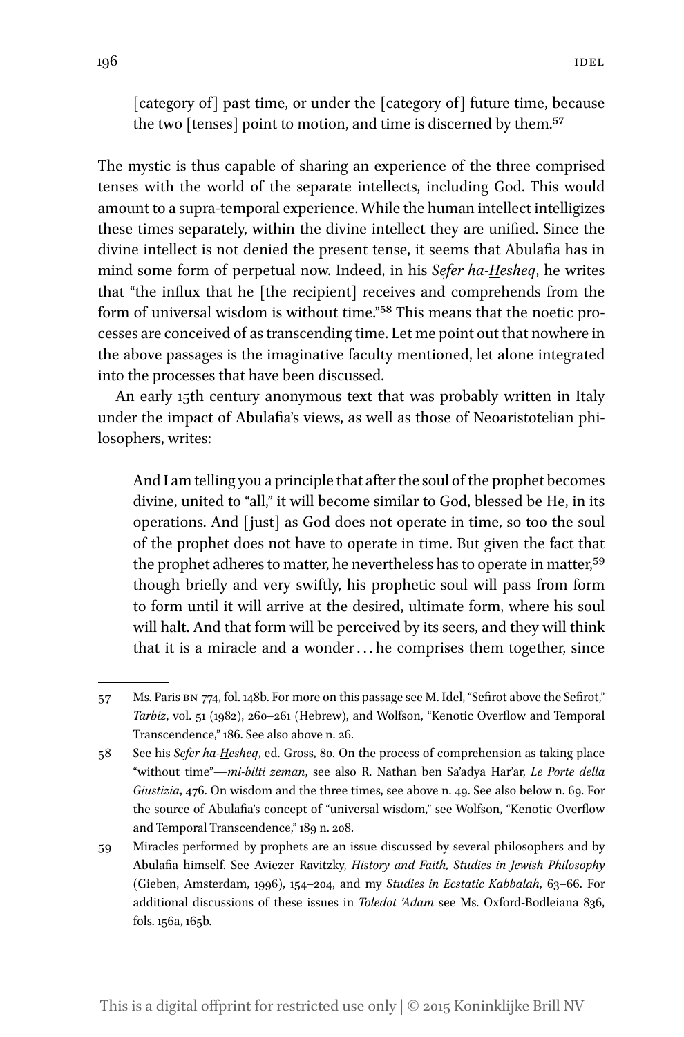> [category of] past time, or under the [category of] future time, because the two [tenses] point to motion, and time is discerned by them.[57]

The mystic is thus capable of sharing an experience of the three comprised tenses with the world of the separate intellects, including God. This would amount to a supra-temporal experience. While the human intellect intelligizes these times separately, within the divine intellect they are unified. Since the divine intellect is not denied the present tense, it seems that Abulafia has in mind some form of perpetual now. Indeed, in his *Sefer ha-Hesheq*, he writes that "the influx that he [the recipient] receives and comprehends from the form of universal wisdom is without time."[58] This means that the noetic processes are conceived of as transcending time. Let me point out that nowhere in the above passages is the imaginative faculty mentioned, let alone integrated into the processes that have been discussed.

An early 15th century anonymous text that was probably written in Italy under the impact of Abulafia's views, as well as those of Neoaristotelian philosophers, writes:

> And I am telling you a principle that after the soul of the prophet becomes divine, united to "all," it will become similar to God, blessed be He, in its operations. And [just] as God does not operate in time, so too the soul of the prophet does not have to operate in time. But given the fact that the prophet adheres to matter, he nevertheless has to operate in matter,[59] though briefly and very swiftly, his prophetic soul will pass from form to form until it will arrive at the desired, ultimate form, where his soul will halt. And that form will be perceived by its seers, and they will think that it is a miracle and a wonder ... he comprises them together, since

---

57 Ms. Paris BN 774, fol. 148b. For more on this passage see M. Idel, "Sefirot above the Sefirot," *Tarbiz*, vol. 51 (1982), 260–261 (Hebrew), and Wolfson, "Kenotic Overflow and Temporal Transcendence," 186. See also above n. 26.

58 See his *Sefer ha-Hesheq*, ed. Gross, 80. On the process of comprehension as taking place "without time"—*mi-bilti zeman*, see also R. Nathan ben Sa'adya Har'ar, *Le Porte della Giustizia*, 476. On wisdom and the three times, see above n. 49. See also below n. 69. For the source of Abulafia's concept of "universal wisdom," see Wolfson, "Kenotic Overflow and Temporal Transcendence," 189 n. 208.

59 Miracles performed by prophets are an issue discussed by several philosophers and by Abulafia himself. See Aviezer Ravitzky, *History and Faith, Studies in Jewish Philosophy* (Gieben, Amsterdam, 1996), 154–204, and my *Studies in Ecstatic Kabbalah*, 63–66. For additional discussions of these issues in *Toledot 'Adam* see Ms. Oxford-Bodleiana 836, fols. 156a, 165b.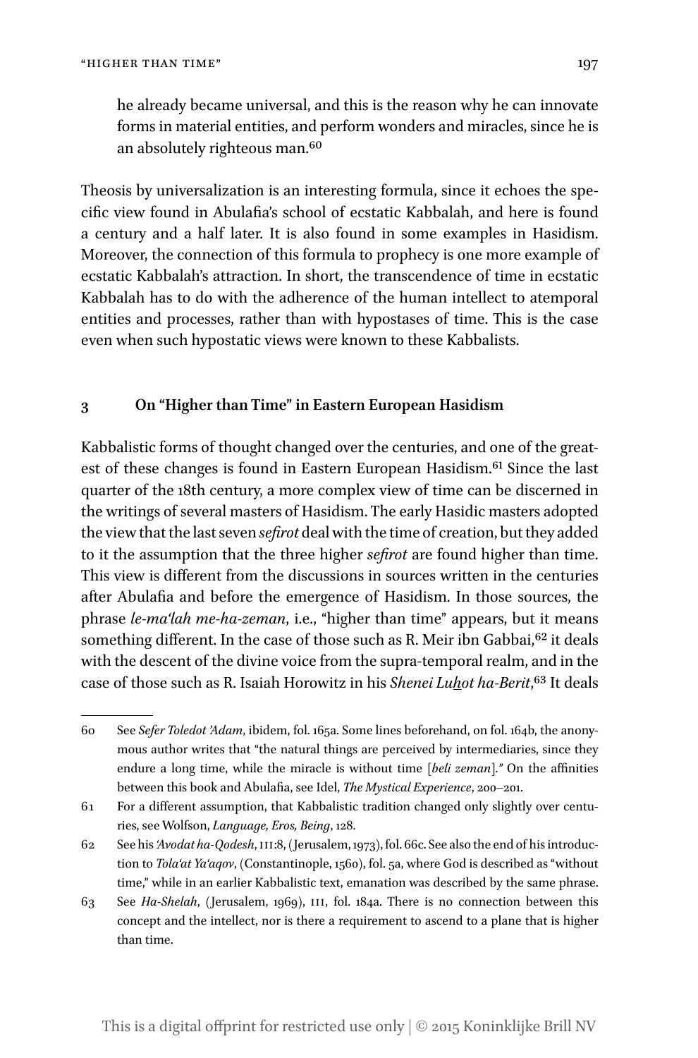he already became universal, and this is the reason why he can innovate forms in material entities, and perform wonders and miracles, since he is an absolutely righteous man.[60]

Theosis by universalization is an interesting formula, since it echoes the specific view found in Abulafia's school of ecstatic Kabbalah, and here is found a century and a half later. It is also found in some examples in Hasidism. Moreover, the connection of this formula to prophecy is one more example of ecstatic Kabbalah's attraction. In short, the transcendence of time in ecstatic Kabbalah has to do with the adherence of the human intellect to atemporal entities and processes, rather than with hypostases of time. This is the case even when such hypostatic views were known to these Kabbalists.

## 3 On "Higher than Time" in Eastern European Hasidism

Kabbalistic forms of thought changed over the centuries, and one of the greatest of these changes is found in Eastern European Hasidism.[61] Since the last quarter of the 18th century, a more complex view of time can be discerned in the writings of several masters of Hasidism. The early Hasidic masters adopted the view that the last seven *sefirot* deal with the time of creation, but they added to it the assumption that the three higher *sefirot* are found higher than time. This view is different from the discussions in sources written in the centuries after Abulafia and before the emergence of Hasidism. In those sources, the phrase *le-ma'lah me-ha-zeman*, i.e., "higher than time" appears, but it means something different. In the case of those such as R. Meir ibn Gabbai,[62] it deals with the descent of the divine voice from the supra-temporal realm, and in the case of those such as R. Isaiah Horowitz in his *Shenei Luḥot ha-Berit*,[63] It deals

---

60 See *Sefer Toledot 'Adam*, ibidem, fol. 165a. Some lines beforehand, on fol. 164b, the anonymous author writes that "the natural things are perceived by intermediaries, since they endure a long time, while the miracle is without time [*beli zeman*]." On the affinities between this book and Abulafia, see Idel, *The Mystical Experience*, 200–201.

61 For a different assumption, that Kabbalistic tradition changed only slightly over centuries, see Wolfson, *Language, Eros, Being*, 128.

62 See his *'Avodat ha-Qodesh*, III:8, (Jerusalem, 1973), fol. 66c. See also the end of his introduction to *Tola'at Ya'aqov*, (Constantinople, 1560), fol. 5a, where God is described as "without time," while in an earlier Kabbalistic text, emanation was described by the same phrase.

63 See *Ha-Shelah*, (Jerusalem, 1969), III, fol. 184a. There is no connection between this concept and the intellect, nor is there a requirement to ascend to a plane that is higher than time.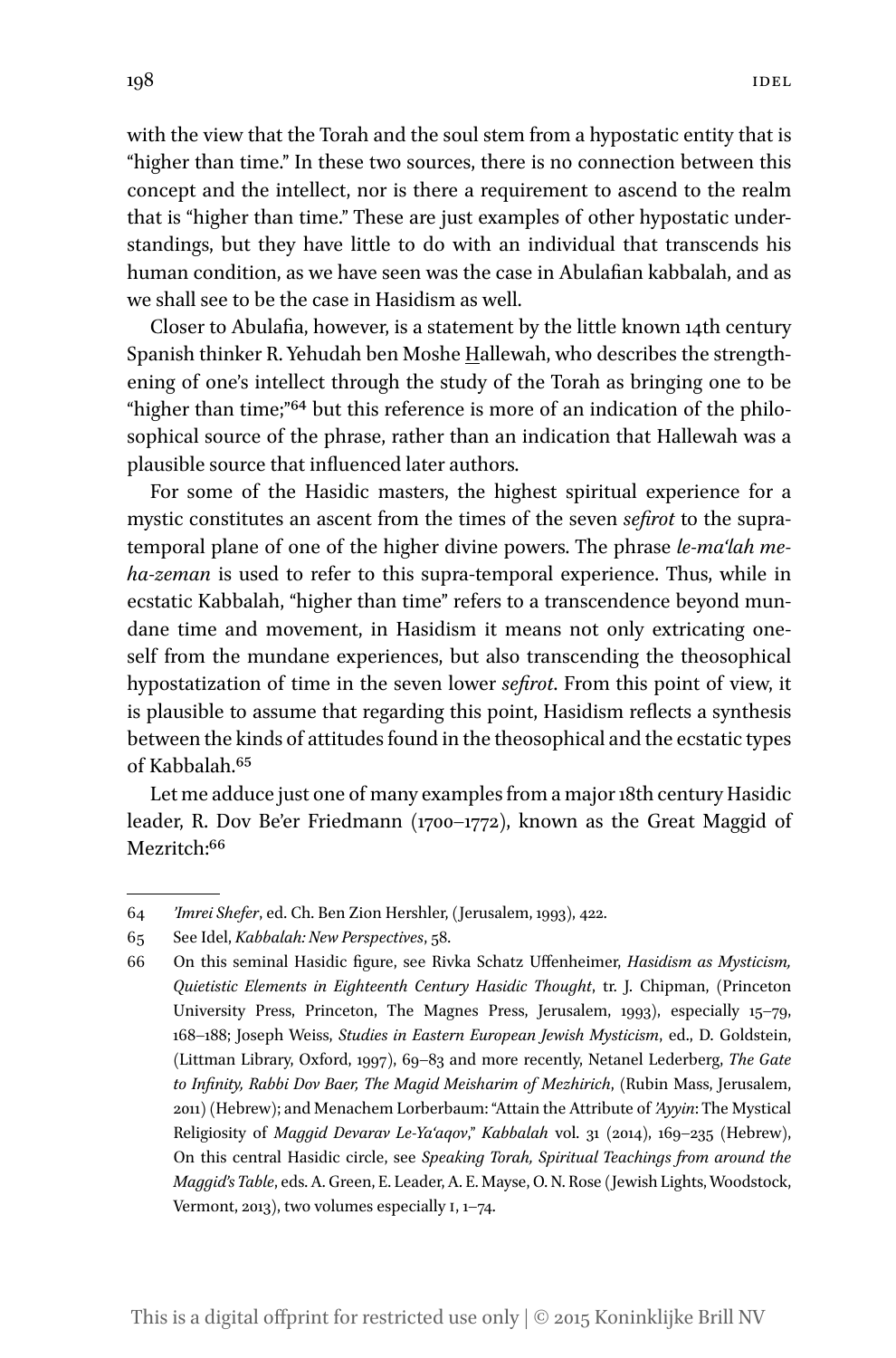with the view that the Torah and the soul stem from a hypostatic entity that is "higher than time." In these two sources, there is no connection between this concept and the intellect, nor is there a requirement to ascend to the realm that is "higher than time." These are just examples of other hypostatic understandings, but they have little to do with an individual that transcends his human condition, as we have seen was the case in Abulafian kabbalah, and as we shall see to be the case in Hasidism as well.

Closer to Abulafia, however, is a statement by the little known 14th century Spanish thinker R. Yehudah ben Moshe Hallewah, who describes the strengthening of one's intellect through the study of the Torah as bringing one to be "higher than time;"[64] but this reference is more of an indication of the philosophical source of the phrase, rather than an indication that Hallewah was a plausible source that influenced later authors.

For some of the Hasidic masters, the highest spiritual experience for a mystic constitutes an ascent from the times of the seven *sefirot* to the supra-temporal plane of one of the higher divine powers. The phrase *le-ma'lah me-ha-zeman* is used to refer to this supra-temporal experience. Thus, while in ecstatic Kabbalah, "higher than time" refers to a transcendence beyond mundane time and movement, in Hasidism it means not only extricating oneself from the mundane experiences, but also transcending the theosophical hypostatization of time in the seven lower *sefirot*. From this point of view, it is plausible to assume that regarding this point, Hasidism reflects a synthesis between the kinds of attitudes found in the theosophical and the ecstatic types of Kabbalah.[65]

Let me adduce just one of many examples from a major 18th century Hasidic leader, R. Dov Be'er Friedmann (1700–1772), known as the Great Maggid of Mezritch:[66]

---

64 *'Imrei Shefer*, ed. Ch. Ben Zion Hershler, (Jerusalem, 1993), 422.

65 See Idel, *Kabbalah: New Perspectives*, 58.

66 On this seminal Hasidic figure, see Rivka Schatz Uffenheimer, *Hasidism as Mysticism, Quietistic Elements in Eighteenth Century Hasidic Thought*, tr. J. Chipman, (Princeton University Press, Princeton, The Magnes Press, Jerusalem, 1993), especially 15–79, 168–188; Joseph Weiss, *Studies in Eastern European Jewish Mysticism*, ed., D. Goldstein, (Littman Library, Oxford, 1997), 69–83 and more recently, Netanel Lederberg, *The Gate to Infinity, Rabbi Dov Baer, The Magid Meisharim of Mezhirich*, (Rubin Mass, Jerusalem, 2011) (Hebrew); and Menachem Lorberbaum: "Attain the Attribute of *'Ayyin*: The Mystical Religiosity of *Maggid Devarav Le-Ya'aqov*," *Kabbalah* vol. 31 (2014), 169–235 (Hebrew), On this central Hasidic circle, see *Speaking Torah, Spiritual Teachings from around the Maggid's Table*, eds. A. Green, E. Leader, A. E. Mayse, O. N. Rose (Jewish Lights, Woodstock, Vermont, 2013), two volumes especially I, 1–74.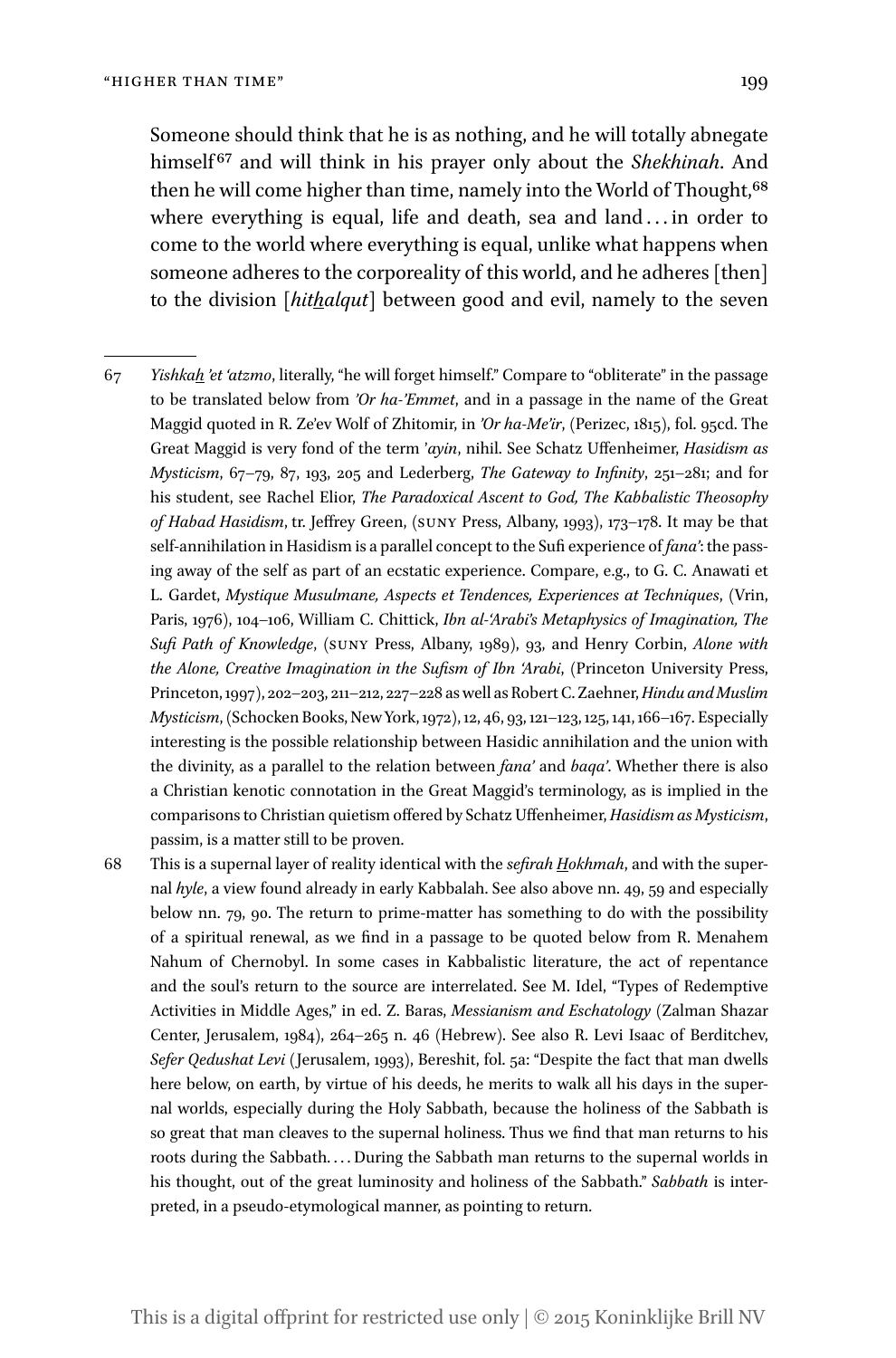Someone should think that he is as nothing, and he will totally abnegate himself[67] and will think in his prayer only about the *Shekhinah*. And then he will come higher than time, namely into the World of Thought,[68] where everything is equal, life and death, sea and land . . . in order to come to the world where everything is equal, unlike what happens when someone adheres to the corporeality of this world, and he adheres [then] to the division [*hitḫalqut*] between good and evil, namely to the seven

---

67 *Yishkaḫ 'et 'atzmo*, literally, "he will forget himself." Compare to "obliterate" in the passage to be translated below from *'Or ha-'Emmet*, and in a passage in the name of the Great Maggid quoted in R. Ze'ev Wolf of Zhitomir, in *'Or ha-Me'ir*, (Perizec, 1815), fol. 95cd. The Great Maggid is very fond of the term *'ayin*, nihil. See Schatz Uffenheimer, *Hasidism as Mysticism*, 67–79, 87, 193, 205 and Lederberg, *The Gateway to Infinity*, 251–281; and for his student, see Rachel Elior, *The Paradoxical Ascent to God, The Kabbalistic Theosophy of Habad Hasidism*, tr. Jeffrey Green, (SUNY Press, Albany, 1993), 173–178. It may be that self-annihilation in Hasidism is a parallel concept to the Sufi experience of *fana'*: the passing away of the self as part of an ecstatic experience. Compare, e.g., to G. C. Anawati et L. Gardet, *Mystique Musulmane, Aspects et Tendences, Experiences at Techniques*, (Vrin, Paris, 1976), 104–106, William C. Chittick, *Ibn al-'Arabi's Metaphysics of Imagination, The Sufi Path of Knowledge*, (SUNY Press, Albany, 1989), 93, and Henry Corbin, *Alone with the Alone, Creative Imagination in the Sufism of Ibn 'Arabi*, (Princeton University Press, Princeton, 1997), 202–203, 211–212, 227–228 as well as Robert C. Zaehner, *Hindu and Muslim Mysticism*, (Schocken Books, New York, 1972), 12, 46, 93, 121–123, 125, 141, 166–167. Especially interesting is the possible relationship between Hasidic annihilation and the union with the divinity, as a parallel to the relation between *fana'* and *baqa'*. Whether there is also a Christian kenotic connotation in the Great Maggid's terminology, as is implied in the comparisons to Christian quietism offered by Schatz Uffenheimer, *Hasidism as Mysticism*, passim, is a matter still to be proven.

68 This is a supernal layer of reality identical with the *sefirah Ḫokhmah*, and with the supernal *hyle*, a view found already in early Kabbalah. See also above nn. 49, 59 and especially below nn. 79, 90. The return to prime-matter has something to do with the possibility of a spiritual renewal, as we find in a passage to be quoted below from R. Menahem Nahum of Chernobyl. In some cases in Kabbalistic literature, the act of repentance and the soul's return to the source are interrelated. See M. Idel, "Types of Redemptive Activities in Middle Ages," in ed. Z. Baras, *Messianism and Eschatology* (Zalman Shazar Center, Jerusalem, 1984), 264–265 n. 46 (Hebrew). See also R. Levi Isaac of Berditchev, *Sefer Qedushat Levi* (Jerusalem, 1993), Bereshit, fol. 5a: "Despite the fact that man dwells here below, on earth, by virtue of his deeds, he merits to walk all his days in the supernal worlds, especially during the Holy Sabbath, because the holiness of the Sabbath is so great that man cleaves to the supernal holiness. Thus we find that man returns to his roots during the Sabbath. . . . During the Sabbath man returns to the supernal worlds in his thought, out of the great luminosity and holiness of the Sabbath." *Sabbath* is interpreted, in a pseudo-etymological manner, as pointing to return.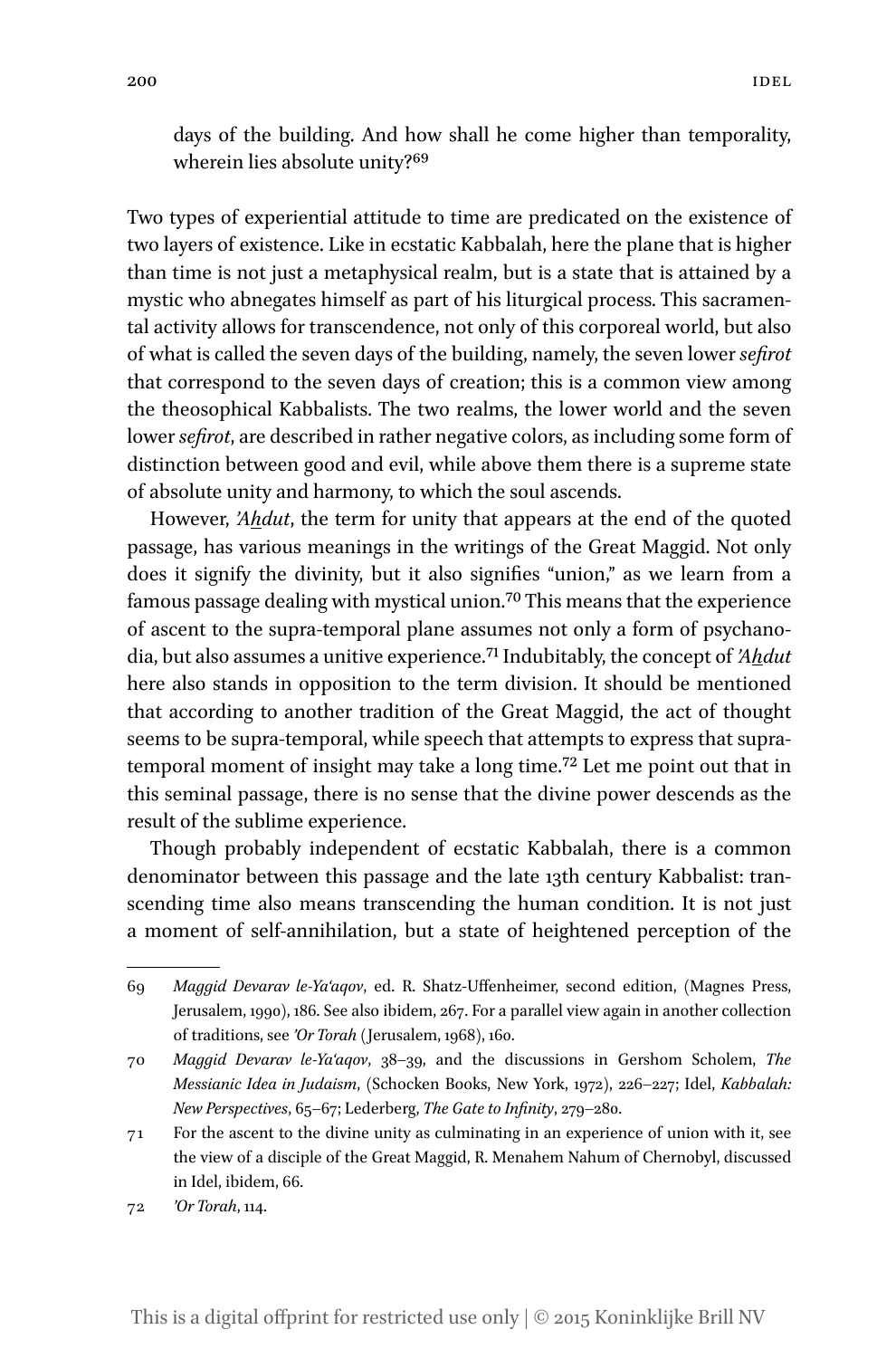> days of the building. And how shall he come higher than temporality, wherein lies absolute unity?[69]

Two types of experiential attitude to time are predicated on the existence of two layers of existence. Like in ecstatic Kabbalah, here the plane that is higher than time is not just a metaphysical realm, but is a state that is attained by a mystic who abnegates himself as part of his liturgical process. This sacramental activity allows for transcendence, not only of this corporeal world, but also of what is called the seven days of the building, namely, the seven lower *sefirot* that correspond to the seven days of creation; this is a common view among the theosophical Kabbalists. The two realms, the lower world and the seven lower *sefirot*, are described in rather negative colors, as including some form of distinction between good and evil, while above them there is a supreme state of absolute unity and harmony, to which the soul ascends.

However, *'Aẖdut*, the term for unity that appears at the end of the quoted passage, has various meanings in the writings of the Great Maggid. Not only does it signify the divinity, but it also signifies "union," as we learn from a famous passage dealing with mystical union.[70] This means that the experience of ascent to the supra-temporal plane assumes not only a form of psychanodia, but also assumes a unitive experience.[71] Indubitably, the concept of *'Aẖdut* here also stands in opposition to the term division. It should be mentioned that according to another tradition of the Great Maggid, the act of thought seems to be supra-temporal, while speech that attempts to express that supra-temporal moment of insight may take a long time.[72] Let me point out that in this seminal passage, there is no sense that the divine power descends as the result of the sublime experience.

Though probably independent of ecstatic Kabbalah, there is a common denominator between this passage and the late 13th century Kabbalist: transcending time also means transcending the human condition. It is not just a moment of self-annihilation, but a state of heightened perception of the

---

69 *Maggid Devarav le-Ya'aqov*, ed. R. Shatz-Uffenheimer, second edition, (Magnes Press, Jerusalem, 1990), 186. See also ibidem, 267. For a parallel view again in another collection of traditions, see *'Or Torah* (Jerusalem, 1968), 160.

70 *Maggid Devarav le-Ya'aqov*, 38–39, and the discussions in Gershom Scholem, *The Messianic Idea in Judaism*, (Schocken Books, New York, 1972), 226–227; Idel, *Kabbalah: New Perspectives*, 65–67; Lederberg, *The Gate to Infinity*, 279–280.

71 For the ascent to the divine unity as culminating in an experience of union with it, see the view of a disciple of the Great Maggid, R. Menahem Nahum of Chernobyl, discussed in Idel, ibidem, 66.

72 *'Or Torah*, 114.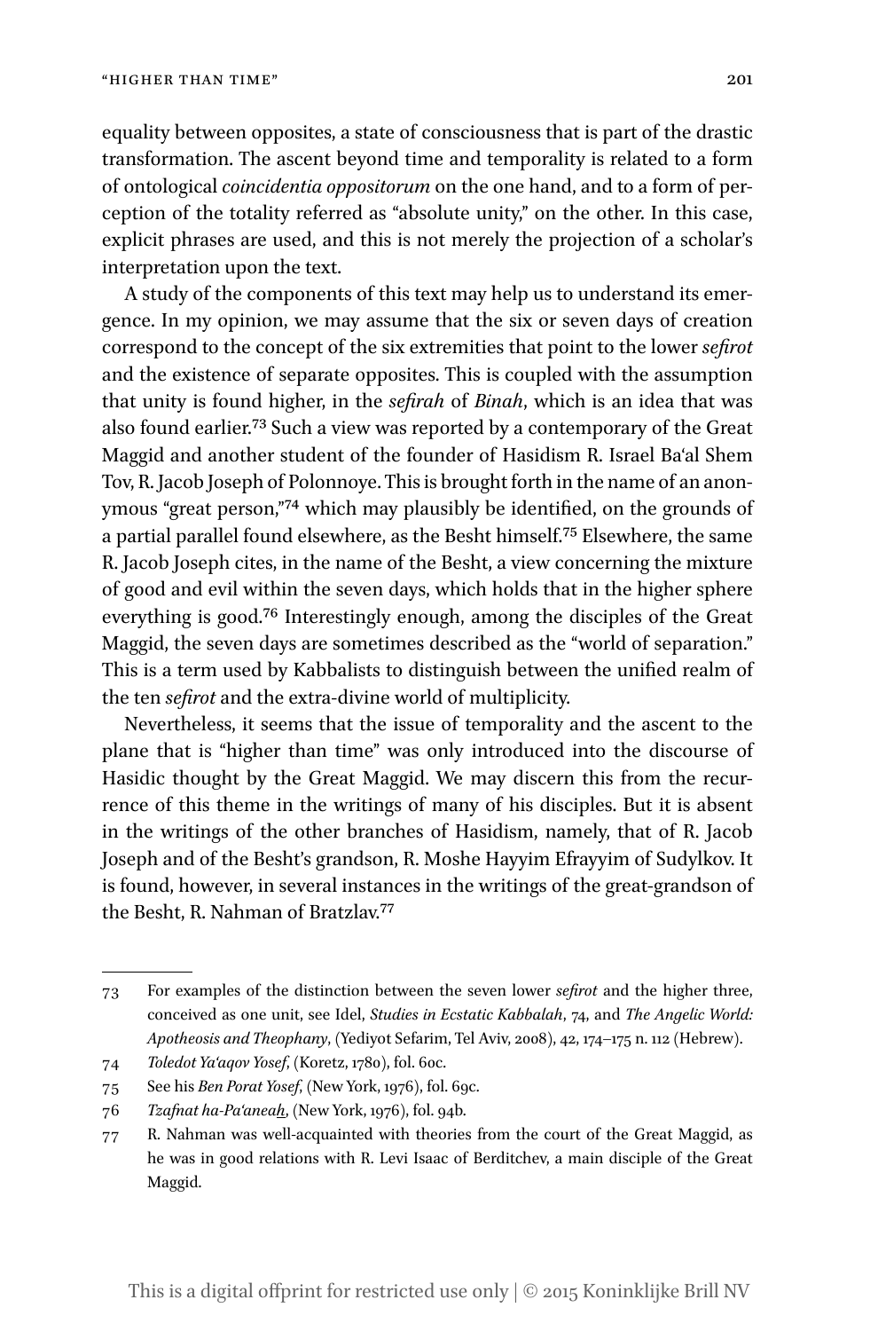equality between opposites, a state of consciousness that is part of the drastic transformation. The ascent beyond time and temporality is related to a form of ontological *coincidentia oppositorum* on the one hand, and to a form of perception of the totality referred as "absolute unity," on the other. In this case, explicit phrases are used, and this is not merely the projection of a scholar's interpretation upon the text.

A study of the components of this text may help us to understand its emergence. In my opinion, we may assume that the six or seven days of creation correspond to the concept of the six extremities that point to the lower *sefirot* and the existence of separate opposites. This is coupled with the assumption that unity is found higher, in the *sefirah* of *Binah*, which is an idea that was also found earlier.[73] Such a view was reported by a contemporary of the Great Maggid and another student of the founder of Hasidism R. Israel Ba'al Shem Tov, R. Jacob Joseph of Polonnoye. This is brought forth in the name of an anonymous "great person,"[74] which may plausibly be identified, on the grounds of a partial parallel found elsewhere, as the Besht himself.[75] Elsewhere, the same R. Jacob Joseph cites, in the name of the Besht, a view concerning the mixture of good and evil within the seven days, which holds that in the higher sphere everything is good.[76] Interestingly enough, among the disciples of the Great Maggid, the seven days are sometimes described as the "world of separation." This is a term used by Kabbalists to distinguish between the unified realm of the ten *sefirot* and the extra-divine world of multiplicity.

Nevertheless, it seems that the issue of temporality and the ascent to the plane that is "higher than time" was only introduced into the discourse of Hasidic thought by the Great Maggid. We may discern this from the recurrence of this theme in the writings of many of his disciples. But it is absent in the writings of the other branches of Hasidism, namely, that of R. Jacob Joseph and of the Besht's grandson, R. Moshe Hayyim Efrayyim of Sudylkov. It is found, however, in several instances in the writings of the great-grandson of the Besht, R. Nahman of Bratzlav.[77]

---

73 For examples of the distinction between the seven lower *sefirot* and the higher three, conceived as one unit, see Idel, *Studies in Ecstatic Kabbalah*, 74, and *The Angelic World: Apotheosis and Theophany*, (Yediyot Sefarim, Tel Aviv, 2008), 42, 174–175 n. 112 (Hebrew).

74 *Toledot Ya'aqov Yosef*, (Koretz, 1780), fol. 60c.

75 See his *Ben Porat Yosef*, (New York, 1976), fol. 69c.

76 *Tzafnat ha-Pa'aneah*, (New York, 1976), fol. 94b.

77 R. Nahman was well-acquainted with theories from the court of the Great Maggid, as he was in good relations with R. Levi Isaac of Berditchev, a main disciple of the Great Maggid.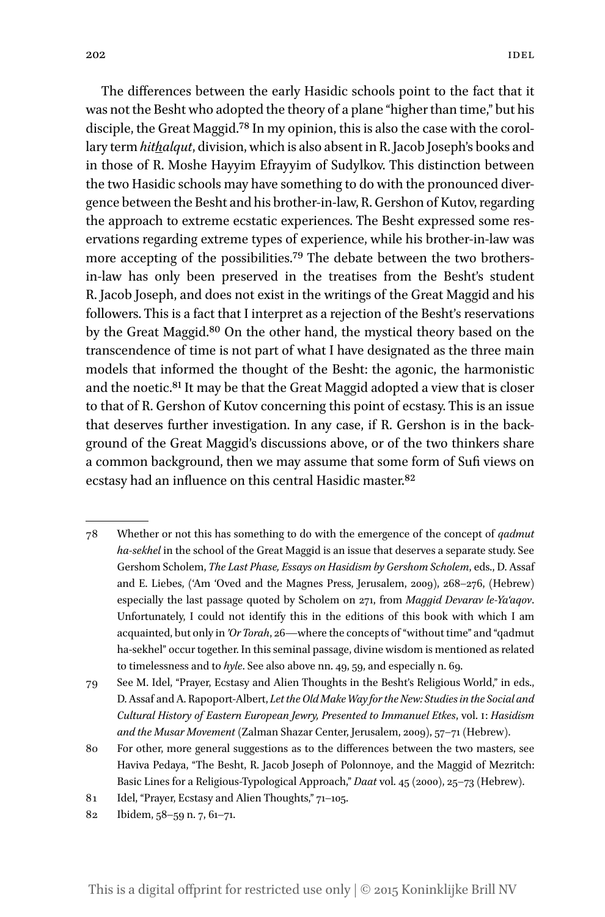The differences between the early Hasidic schools point to the fact that it was not the Besht who adopted the theory of a plane "higher than time," but his disciple, the Great Maggid.[78] In my opinion, this is also the case with the corollary term *hithalqut*, division, which is also absent in R. Jacob Joseph's books and in those of R. Moshe Hayyim Efrayyim of Sudylkov. This distinction between the two Hasidic schools may have something to do with the pronounced divergence between the Besht and his brother-in-law, R. Gershon of Kutov, regarding the approach to extreme ecstatic experiences. The Besht expressed some reservations regarding extreme types of experience, while his brother-in-law was more accepting of the possibilities.[79] The debate between the two brothers-in-law has only been preserved in the treatises from the Besht's student R. Jacob Joseph, and does not exist in the writings of the Great Maggid and his followers. This is a fact that I interpret as a rejection of the Besht's reservations by the Great Maggid.[80] On the other hand, the mystical theory based on the transcendence of time is not part of what I have designated as the three main models that informed the thought of the Besht: the agonic, the harmonistic and the noetic.[81] It may be that the Great Maggid adopted a view that is closer to that of R. Gershon of Kutov concerning this point of ecstasy. This is an issue that deserves further investigation. In any case, if R. Gershon is in the background of the Great Maggid's discussions above, or of the two thinkers share a common background, then we may assume that some form of Sufi views on ecstasy had an influence on this central Hasidic master.[82]

---

78 Whether or not this has something to do with the emergence of the concept of *qadmut ha-sekhel* in the school of the Great Maggid is an issue that deserves a separate study. See Gershom Scholem, *The Last Phase, Essays on Hasidism by Gershom Scholem*, eds., D. Assaf and E. Liebes, ('Am 'Oved and the Magnes Press, Jerusalem, 2009), 268–276, (Hebrew) especially the last passage quoted by Scholem on 271, from *Maggid Devarav le-Ya'aqov*. Unfortunately, I could not identify this in the editions of this book with which I am acquainted, but only in *'Or Torah*, 26—where the concepts of "without time" and "qadmut ha-sekhel" occur together. In this seminal passage, divine wisdom is mentioned as related to timelessness and to *hyle*. See also above nn. 49, 59, and especially n. 69.

79 See M. Idel, "Prayer, Ecstasy and Alien Thoughts in the Besht's Religious World," in eds., D. Assaf and A. Rapoport-Albert, *Let the Old Make Way for the New: Studies in the Social and Cultural History of Eastern European Jewry, Presented to Immanuel Etkes*, vol. 1: *Hasidism and the Musar Movement* (Zalman Shazar Center, Jerusalem, 2009), 57–71 (Hebrew).

80 For other, more general suggestions as to the differences between the two masters, see Haviva Pedaya, "The Besht, R. Jacob Joseph of Polonnoye, and the Maggid of Mezritch: Basic Lines for a Religious-Typological Approach," *Daat* vol. 45 (2000), 25–73 (Hebrew).

81 Idel, "Prayer, Ecstasy and Alien Thoughts," 71–105.

82 Ibidem, 58–59 n. 7, 61–71.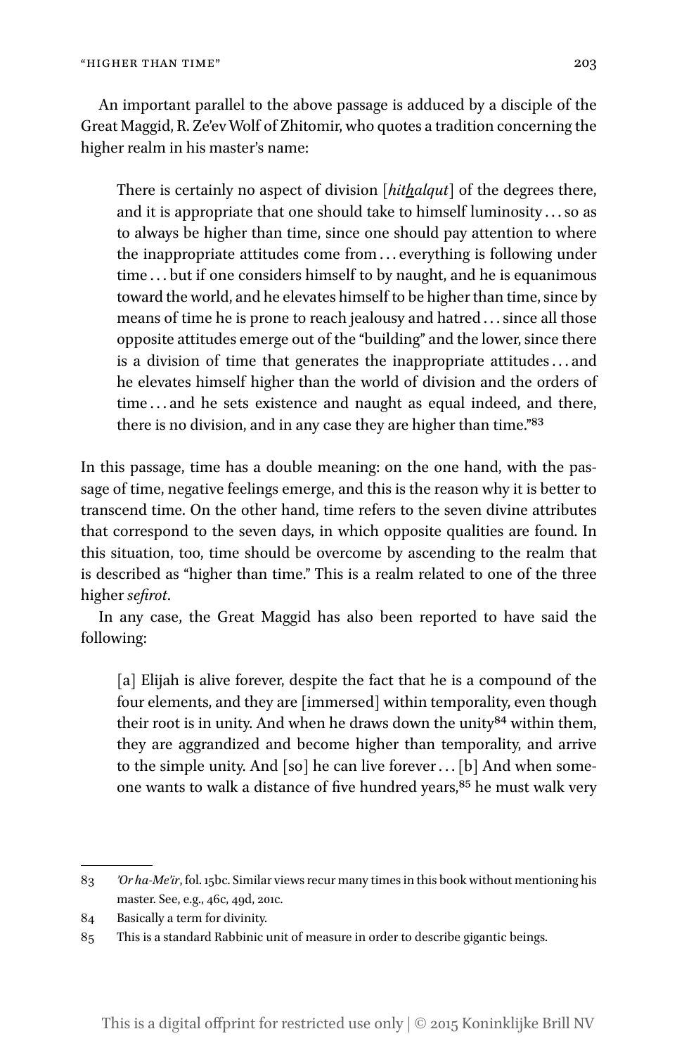An important parallel to the above passage is adduced by a disciple of the Great Maggid, R. Ze'ev Wolf of Zhitomir, who quotes a tradition concerning the higher realm in his master's name:

> There is certainly no aspect of division [*hithalqut*] of the degrees there, and it is appropriate that one should take to himself luminosity ... so as to always be higher than time, since one should pay attention to where the inappropriate attitudes come from ... everything is following under time ... but if one considers himself to by naught, and he is equanimous toward the world, and he elevates himself to be higher than time, since by means of time he is prone to reach jealousy and hatred ... since all those opposite attitudes emerge out of the "building" and the lower, since there is a division of time that generates the inappropriate attitudes ... and he elevates himself higher than the world of division and the orders of time ... and he sets existence and naught as equal indeed, and there, there is no division, and in any case they are higher than time."[83]

In this passage, time has a double meaning: on the one hand, with the passage of time, negative feelings emerge, and this is the reason why it is better to transcend time. On the other hand, time refers to the seven divine attributes that correspond to the seven days, in which opposite qualities are found. In this situation, too, time should be overcome by ascending to the realm that is described as "higher than time." This is a realm related to one of the three higher *sefirot*.

In any case, the Great Maggid has also been reported to have said the following:

> [a] Elijah is alive forever, despite the fact that he is a compound of the four elements, and they are [immersed] within temporality, even though their root is in unity. And when he draws down the unity[84] within them, they are aggrandized and become higher than temporality, and arrive to the simple unity. And [so] he can live forever ... [b] And when someone wants to walk a distance of five hundred years,[85] he must walk very

---

83 *'Or ha-Me'ir*, fol. 15bc. Similar views recur many times in this book without mentioning his master. See, e.g., 46c, 49d, 201c.

84 Basically a term for divinity.

85 This is a standard Rabbinic unit of measure in order to describe gigantic beings.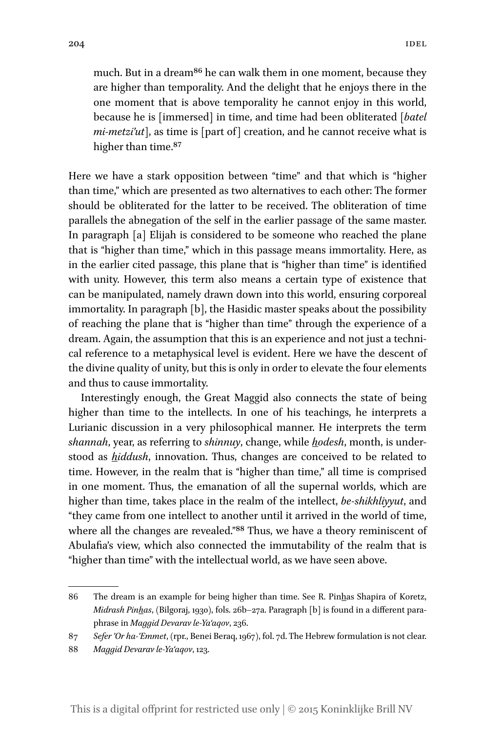> much. But in a dream[86] he can walk them in one moment, because they are higher than temporality. And the delight that he enjoys there in the one moment that is above temporality he cannot enjoy in this world, because he is [immersed] in time, and time had been obliterated [*batel mi-metzi'ut*], as time is [part of] creation, and he cannot receive what is higher than time.[87]

Here we have a stark opposition between "time" and that which is "higher than time," which are presented as two alternatives to each other: The former should be obliterated for the latter to be received. The obliteration of time parallels the abnegation of the self in the earlier passage of the same master. In paragraph [a] Elijah is considered to be someone who reached the plane that is "higher than time," which in this passage means immortality. Here, as in the earlier cited passage, this plane that is "higher than time" is identified with unity. However, this term also means a certain type of existence that can be manipulated, namely drawn down into this world, ensuring corporeal immortality. In paragraph [b], the Hasidic master speaks about the possibility of reaching the plane that is "higher than time" through the experience of a dream. Again, the assumption that this is an experience and not just a technical reference to a metaphysical level is evident. Here we have the descent of the divine quality of unity, but this is only in order to elevate the four elements and thus to cause immortality.

Interestingly enough, the Great Maggid also connects the state of being higher than time to the intellects. In one of his teachings, he interprets a Lurianic discussion in a very philosophical manner. He interprets the term *shannah*, year, as referring to *shinnuy*, change, while *<u>h</u>odesh*, month, is understood as *<u>h</u>iddush*, innovation. Thus, changes are conceived to be related to time. However, in the realm that is "higher than time," all time is comprised in one moment. Thus, the emanation of all the supernal worlds, which are higher than time, takes place in the realm of the intellect, *be-shikhliyyut*, and "they came from one intellect to another until it arrived in the world of time, where all the changes are revealed."[88] Thus, we have a theory reminiscent of Abulafia's view, which also connected the immutability of the realm that is "higher than time" with the intellectual world, as we have seen above.

---

86 The dream is an example for being higher than time. See R. Pin<u>h</u>as Shapira of Koretz, *Midrash Pin<u>h</u>as*, (Bilgoraj, 1930), fols. 26b–27a. Paragraph [b] is found in a different paraphrase in *Maggid Devarav le-Ya'aqov*, 236.

87 *Sefer 'Or ha-'Emmet*, (rpr., Benei Beraq, 1967), fol. 7d. The Hebrew formulation is not clear.

88 *Maggid Devarav le-Ya'aqov*, 123.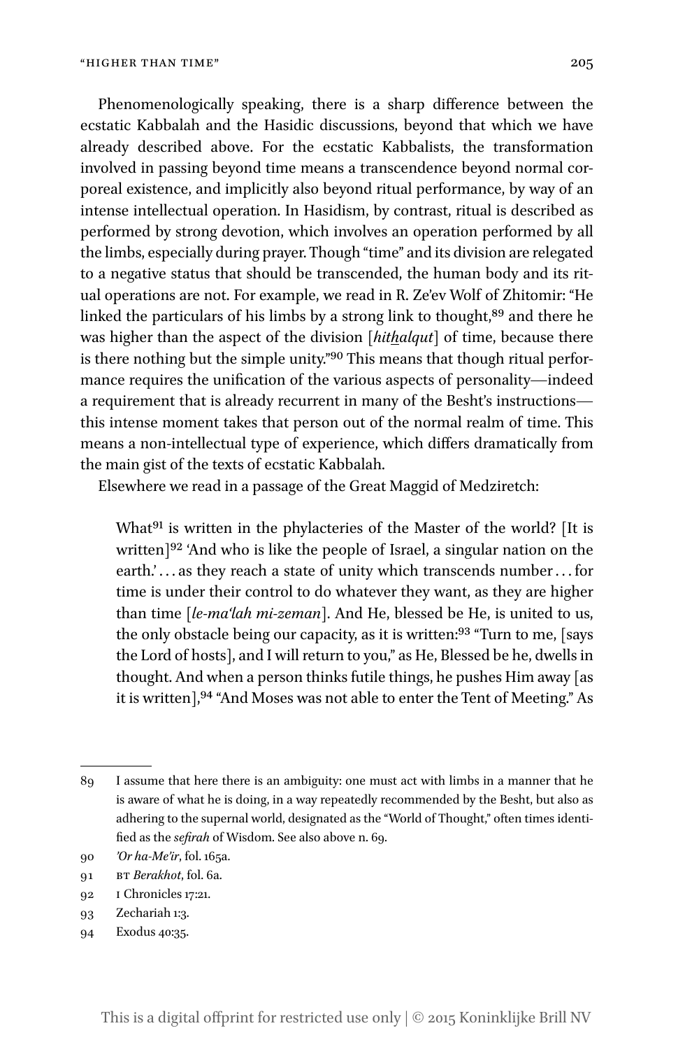Phenomenologically speaking, there is a sharp difference between the ecstatic Kabbalah and the Hasidic discussions, beyond that which we have already described above. For the ecstatic Kabbalists, the transformation involved in passing beyond time means a transcendence beyond normal corporeal existence, and implicitly also beyond ritual performance, by way of an intense intellectual operation. In Hasidism, by contrast, ritual is described as performed by strong devotion, which involves an operation performed by all the limbs, especially during prayer. Though "time" and its division are relegated to a negative status that should be transcended, the human body and its ritual operations are not. For example, we read in R. Ze'ev Wolf of Zhitomir: "He linked the particulars of his limbs by a strong link to thought,[89] and there he was higher than the aspect of the division [*hithalqut*] of time, because there is there nothing but the simple unity."[90] This means that though ritual performance requires the unification of the various aspects of personality—indeed a requirement that is already recurrent in many of the Besht's instructions—this intense moment takes that person out of the normal realm of time. This means a non-intellectual type of experience, which differs dramatically from the main gist of the texts of ecstatic Kabbalah.

Elsewhere we read in a passage of the Great Maggid of Medziretch:

> What[91] is written in the phylacteries of the Master of the world? [It is written][92] 'And who is like the people of Israel, a singular nation on the earth.' … as they reach a state of unity which transcends number … for time is under their control to do whatever they want, as they are higher than time [*le-ma'lah mi-zeman*]. And He, blessed be He, is united to us, the only obstacle being our capacity, as it is written:[93] "Turn to me, [says the Lord of hosts], and I will return to you," as He, Blessed be he, dwells in thought. And when a person thinks futile things, he pushes Him away [as it is written],[94] "And Moses was not able to enter the Tent of Meeting." As

---

89 I assume that here there is an ambiguity: one must act with limbs in a manner that he is aware of what he is doing, in a way repeatedly recommended by the Besht, but also as adhering to the supernal world, designated as the "World of Thought," often times identified as the *sefirah* of Wisdom. See also above n. 69.

90 *'Or ha-Me'ir*, fol. 165a.

91 BT *Berakhot*, fol. 6a.

92 I Chronicles 17:21.

93 Zechariah 1:3.

94 Exodus 40:35.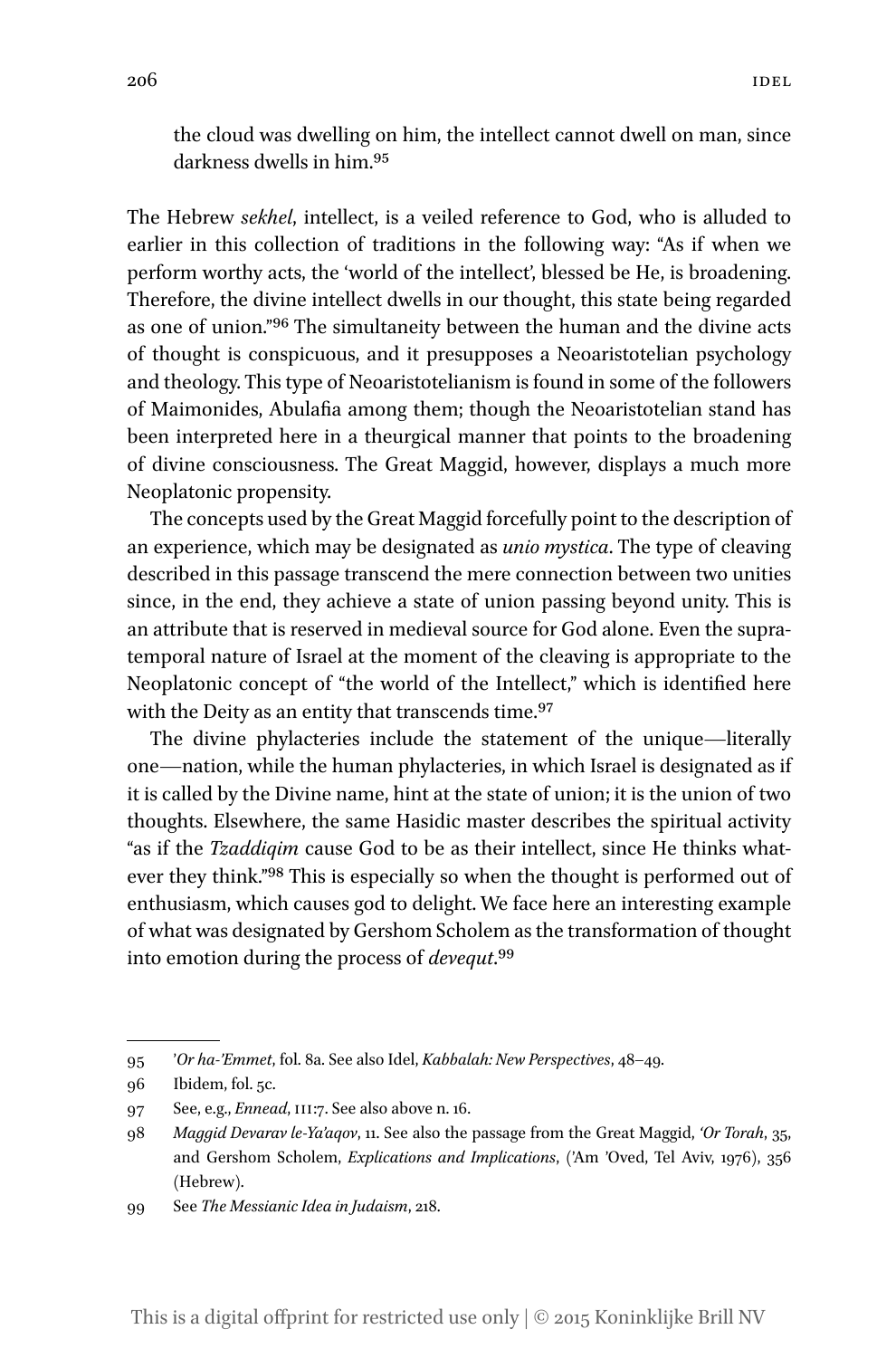the cloud was dwelling on him, the intellect cannot dwell on man, since darkness dwells in him.[95]

The Hebrew *sekhel*, intellect, is a veiled reference to God, who is alluded to earlier in this collection of traditions in the following way: "As if when we perform worthy acts, the 'world of the intellect', blessed be He, is broadening. Therefore, the divine intellect dwells in our thought, this state being regarded as one of union."[96] The simultaneity between the human and the divine acts of thought is conspicuous, and it presupposes a Neoaristotelian psychology and theology. This type of Neoaristotelianism is found in some of the followers of Maimonides, Abulafia among them; though the Neoaristotelian stand has been interpreted here in a theurgical manner that points to the broadening of divine consciousness. The Great Maggid, however, displays a much more Neoplatonic propensity.

The concepts used by the Great Maggid forcefully point to the description of an experience, which may be designated as *unio mystica*. The type of cleaving described in this passage transcend the mere connection between two unities since, in the end, they achieve a state of union passing beyond unity. This is an attribute that is reserved in medieval source for God alone. Even the supra-temporal nature of Israel at the moment of the cleaving is appropriate to the Neoplatonic concept of "the world of the Intellect," which is identified here with the Deity as an entity that transcends time.[97]

The divine phylacteries include the statement of the unique—literally one—nation, while the human phylacteries, in which Israel is designated as if it is called by the Divine name, hint at the state of union; it is the union of two thoughts. Elsewhere, the same Hasidic master describes the spiritual activity "as if the *Tzaddiqim* cause God to be as their intellect, since He thinks whatever they think."[98] This is especially so when the thought is performed out of enthusiasm, which causes god to delight. We face here an interesting example of what was designated by Gershom Scholem as the transformation of thought into emotion during the process of *devequt*.[99]

---

95 *'Or ha-'Emmet*, fol. 8a. See also Idel, *Kabbalah: New Perspectives*, 48–49.

96 Ibidem, fol. 5c.

97 See, e.g., *Ennead*, III:7. See also above n. 16.

98 *Maggid Devarav le-Ya'aqov*, 11. See also the passage from the Great Maggid, *'Or Torah*, 35, and Gershom Scholem, *Explications and Implications*, ('Am 'Oved, Tel Aviv, 1976), 356 (Hebrew).

99 See *The Messianic Idea in Judaism*, 218.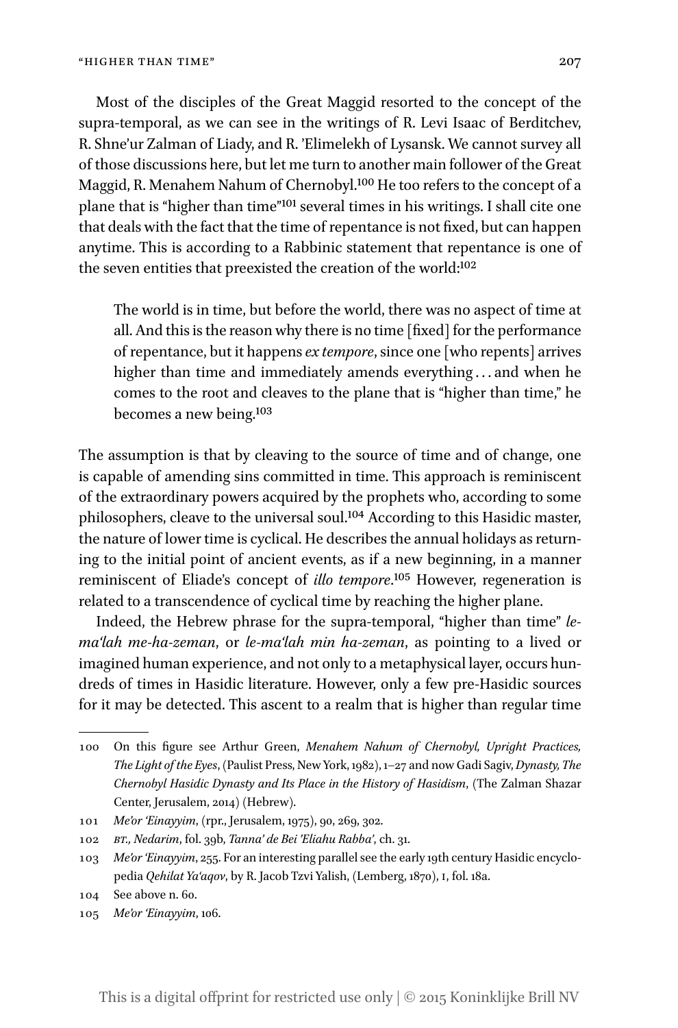Most of the disciples of the Great Maggid resorted to the concept of the supra-temporal, as we can see in the writings of R. Levi Isaac of Berditchev, R. Shne'ur Zalman of Liady, and R. 'Elimelekh of Lysansk. We cannot survey all of those discussions here, but let me turn to another main follower of the Great Maggid, R. Menahem Nahum of Chernobyl.[100] He too refers to the concept of a plane that is "higher than time"[101] several times in his writings. I shall cite one that deals with the fact that the time of repentance is not fixed, but can happen anytime. This is according to a Rabbinic statement that repentance is one of the seven entities that preexisted the creation of the world:[102]

> The world is in time, but before the world, there was no aspect of time at all. And this is the reason why there is no time [fixed] for the performance of repentance, but it happens *ex tempore*, since one [who repents] arrives higher than time and immediately amends everything ... and when he comes to the root and cleaves to the plane that is "higher than time," he becomes a new being.[103]

The assumption is that by cleaving to the source of time and of change, one is capable of amending sins committed in time. This approach is reminiscent of the extraordinary powers acquired by the prophets who, according to some philosophers, cleave to the universal soul.[104] According to this Hasidic master, the nature of lower time is cyclical. He describes the annual holidays as returning to the initial point of ancient events, as if a new beginning, in a manner reminiscent of Eliade's concept of *illo tempore*.[105] However, regeneration is related to a transcendence of cyclical time by reaching the higher plane.

Indeed, the Hebrew phrase for the supra-temporal, "higher than time" *le-ma'lah me-ha-zeman*, or *le-ma'lah min ha-zeman*, as pointing to a lived or imagined human experience, and not only to a metaphysical layer, occurs hundreds of times in Hasidic literature. However, only a few pre-Hasidic sources for it may be detected. This ascent to a realm that is higher than regular time

---

100 On this figure see Arthur Green, *Menahem Nahum of Chernobyl, Upright Practices, The Light of the Eyes*, (Paulist Press, New York, 1982), 1–27 and now Gadi Sagiv, *Dynasty, The Chernobyl Hasidic Dynasty and Its Place in the History of Hasidism*, (The Zalman Shazar Center, Jerusalem, 2014) (Hebrew).

101 *Me'or 'Einayyim*, (rpr., Jerusalem, 1975), 90, 269, 302.

102 *BT., Nedarim*, fol. 39b, *Tanna' de Bei 'Eliahu Rabba'*, ch. 31.

103 *Me'or 'Einayyim*, 255. For an interesting parallel see the early 19th century Hasidic encyclopedia *Qehilat Ya'aqov*, by R. Jacob Tzvi Yalish, (Lemberg, 1870), I, fol. 18a.

104 See above n. 60.

105 *Me'or 'Einayyim*, 106.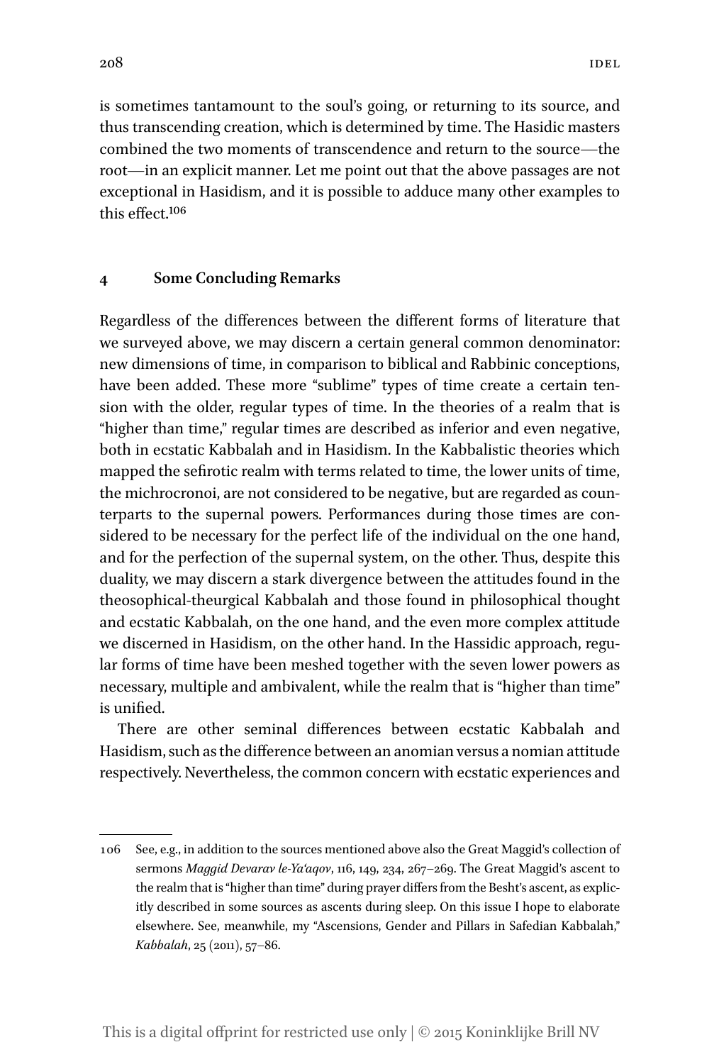is sometimes tantamount to the soul's going, or returning to its source, and thus transcending creation, which is determined by time. The Hasidic masters combined the two moments of transcendence and return to the source—the root—in an explicit manner. Let me point out that the above passages are not exceptional in Hasidism, and it is possible to adduce many other examples to this effect.[106]

## 4 Some Concluding Remarks

Regardless of the differences between the different forms of literature that we surveyed above, we may discern a certain general common denominator: new dimensions of time, in comparison to biblical and Rabbinic conceptions, have been added. These more "sublime" types of time create a certain tension with the older, regular types of time. In the theories of a realm that is "higher than time," regular times are described as inferior and even negative, both in ecstatic Kabbalah and in Hasidism. In the Kabbalistic theories which mapped the sefirotic realm with terms related to time, the lower units of time, the michrocronoi, are not considered to be negative, but are regarded as counterparts to the supernal powers. Performances during those times are considered to be necessary for the perfect life of the individual on the one hand, and for the perfection of the supernal system, on the other. Thus, despite this duality, we may discern a stark divergence between the attitudes found in the theosophical-theurgical Kabbalah and those found in philosophical thought and ecstatic Kabbalah, on the one hand, and the even more complex attitude we discerned in Hasidism, on the other hand. In the Hassidic approach, regular forms of time have been meshed together with the seven lower powers as necessary, multiple and ambivalent, while the realm that is "higher than time" is unified.

There are other seminal differences between ecstatic Kabbalah and Hasidism, such as the difference between an anomian versus a nomian attitude respectively. Nevertheless, the common concern with ecstatic experiences and

---

106 See, e.g., in addition to the sources mentioned above also the Great Maggid's collection of sermons *Maggid Devarav le-Ya'aqov*, 116, 149, 234, 267–269. The Great Maggid's ascent to the realm that is "higher than time" during prayer differs from the Besht's ascent, as explicitly described in some sources as ascents during sleep. On this issue I hope to elaborate elsewhere. See, meanwhile, my "Ascensions, Gender and Pillars in Safedian Kabbalah," *Kabbalah*, 25 (2011), 57–86.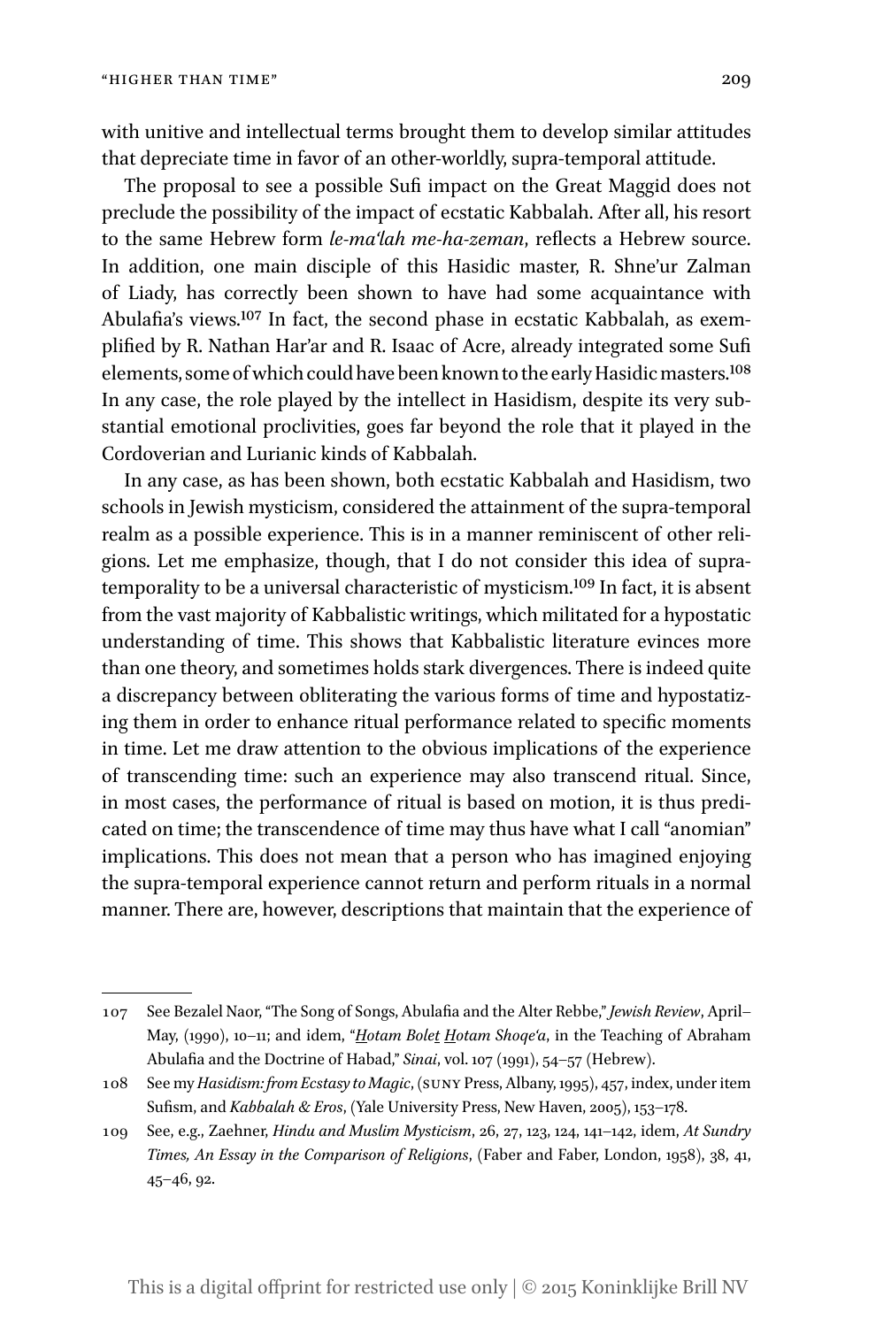with unitive and intellectual terms brought them to develop similar attitudes that depreciate time in favor of an other-worldly, supra-temporal attitude.

The proposal to see a possible Sufi impact on the Great Maggid does not preclude the possibility of the impact of ecstatic Kabbalah. After all, his resort to the same Hebrew form *le-ma'lah me-ha-zeman*, reflects a Hebrew source. In addition, one main disciple of this Hasidic master, R. Shne'ur Zalman of Liady, has correctly been shown to have had some acquaintance with Abulafia's views.[107] In fact, the second phase in ecstatic Kabbalah, as exemplified by R. Nathan Har'ar and R. Isaac of Acre, already integrated some Sufi elements, some of which could have been known to the early Hasidic masters.[108] In any case, the role played by the intellect in Hasidism, despite its very substantial emotional proclivities, goes far beyond the role that it played in the Cordoverian and Lurianic kinds of Kabbalah.

In any case, as has been shown, both ecstatic Kabbalah and Hasidism, two schools in Jewish mysticism, considered the attainment of the supra-temporal realm as a possible experience. This is in a manner reminiscent of other religions. Let me emphasize, though, that I do not consider this idea of supra-temporality to be a universal characteristic of mysticism.[109] In fact, it is absent from the vast majority of Kabbalistic writings, which militated for a hypostatic understanding of time. This shows that Kabbalistic literature evinces more than one theory, and sometimes holds stark divergences. There is indeed quite a discrepancy between obliterating the various forms of time and hypostatizing them in order to enhance ritual performance related to specific moments in time. Let me draw attention to the obvious implications of the experience of transcending time: such an experience may also transcend ritual. Since, in most cases, the performance of ritual is based on motion, it is thus predicated on time; the transcendence of time may thus have what I call "anomian" implications. This does not mean that a person who has imagined enjoying the supra-temporal experience cannot return and perform rituals in a normal manner. There are, however, descriptions that maintain that the experience of

---

107 See Bezalel Naor, "The Song of Songs, Abulafia and the Alter Rebbe," *Jewish Review*, April–May, (1990), 10–11; and idem, "*Hotam Boleṯ Hotam Shoqe'a*, in the Teaching of Abraham Abulafia and the Doctrine of Habad," *Sinai*, vol. 107 (1991), 54–57 (Hebrew).

108 See my *Hasidism: from Ecstasy to Magic*, (SUNY Press, Albany, 1995), 457, index, under item Sufism, and *Kabbalah & Eros*, (Yale University Press, New Haven, 2005), 153–178.

109 See, e.g., Zaehner, *Hindu and Muslim Mysticism*, 26, 27, 123, 124, 141–142, idem, *At Sundry Times, An Essay in the Comparison of Religions*, (Faber and Faber, London, 1958), 38, 41, 45–46, 92.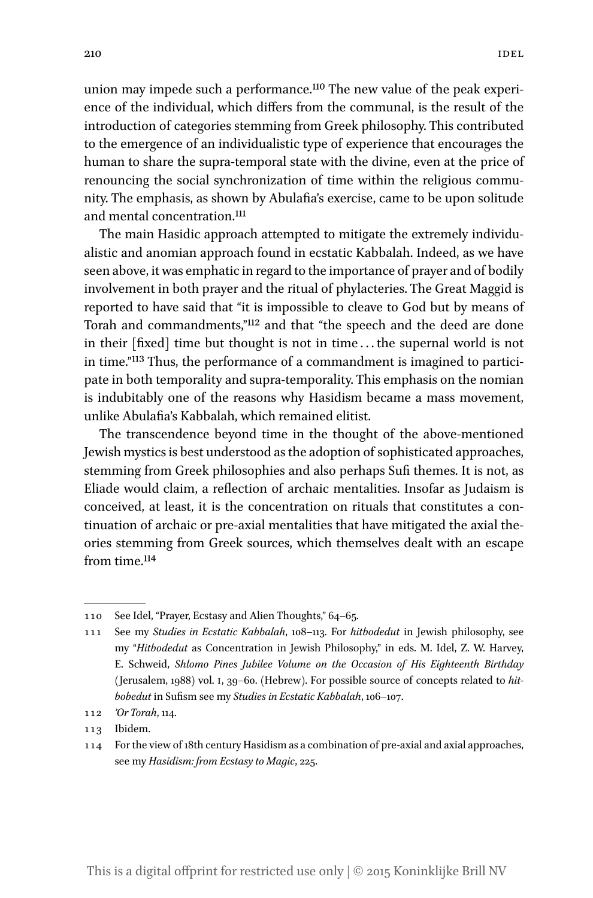union may impede such a performance.[110] The new value of the peak experience of the individual, which differs from the communal, is the result of the introduction of categories stemming from Greek philosophy. This contributed to the emergence of an individualistic type of experience that encourages the human to share the supra-temporal state with the divine, even at the price of renouncing the social synchronization of time within the religious community. The emphasis, as shown by Abulafia's exercise, came to be upon solitude and mental concentration.[111]

The main Hasidic approach attempted to mitigate the extremely individualistic and anomian approach found in ecstatic Kabbalah. Indeed, as we have seen above, it was emphatic in regard to the importance of prayer and of bodily involvement in both prayer and the ritual of phylacteries. The Great Maggid is reported to have said that "it is impossible to cleave to God but by means of Torah and commandments,"[112] and that "the speech and the deed are done in their [fixed] time but thought is not in time . . . the supernal world is not in time."[113] Thus, the performance of a commandment is imagined to participate in both temporality and supra-temporality. This emphasis on the nomian is indubitably one of the reasons why Hasidism became a mass movement, unlike Abulafia's Kabbalah, which remained elitist.

The transcendence beyond time in the thought of the above-mentioned Jewish mystics is best understood as the adoption of sophisticated approaches, stemming from Greek philosophies and also perhaps Sufi themes. It is not, as Eliade would claim, a reflection of archaic mentalities. Insofar as Judaism is conceived, at least, it is the concentration on rituals that constitutes a continuation of archaic or pre-axial mentalities that have mitigated the axial theories stemming from Greek sources, which themselves dealt with an escape from time.[114]

---

110 See Idel, "Prayer, Ecstasy and Alien Thoughts," 64–65.

111 See my *Studies in Ecstatic Kabbalah*, 108–113. For *hitbodedut* in Jewish philosophy, see my "*Hitbodedut* as Concentration in Jewish Philosophy," in eds. M. Idel, Z. W. Harvey, E. Schweid, *Shlomo Pines Jubilee Volume on the Occasion of His Eighteenth Birthday* (Jerusalem, 1988) vol. 1, 39–60. (Hebrew). For possible source of concepts related to *hitbobedut* in Sufism see my *Studies in Ecstatic Kabbalah*, 106–107.

112 *'Or Torah*, 114.

113 Ibidem.

114 For the view of 18th century Hasidism as a combination of pre-axial and axial approaches, see my *Hasidism: from Ecstasy to Magic*, 225.